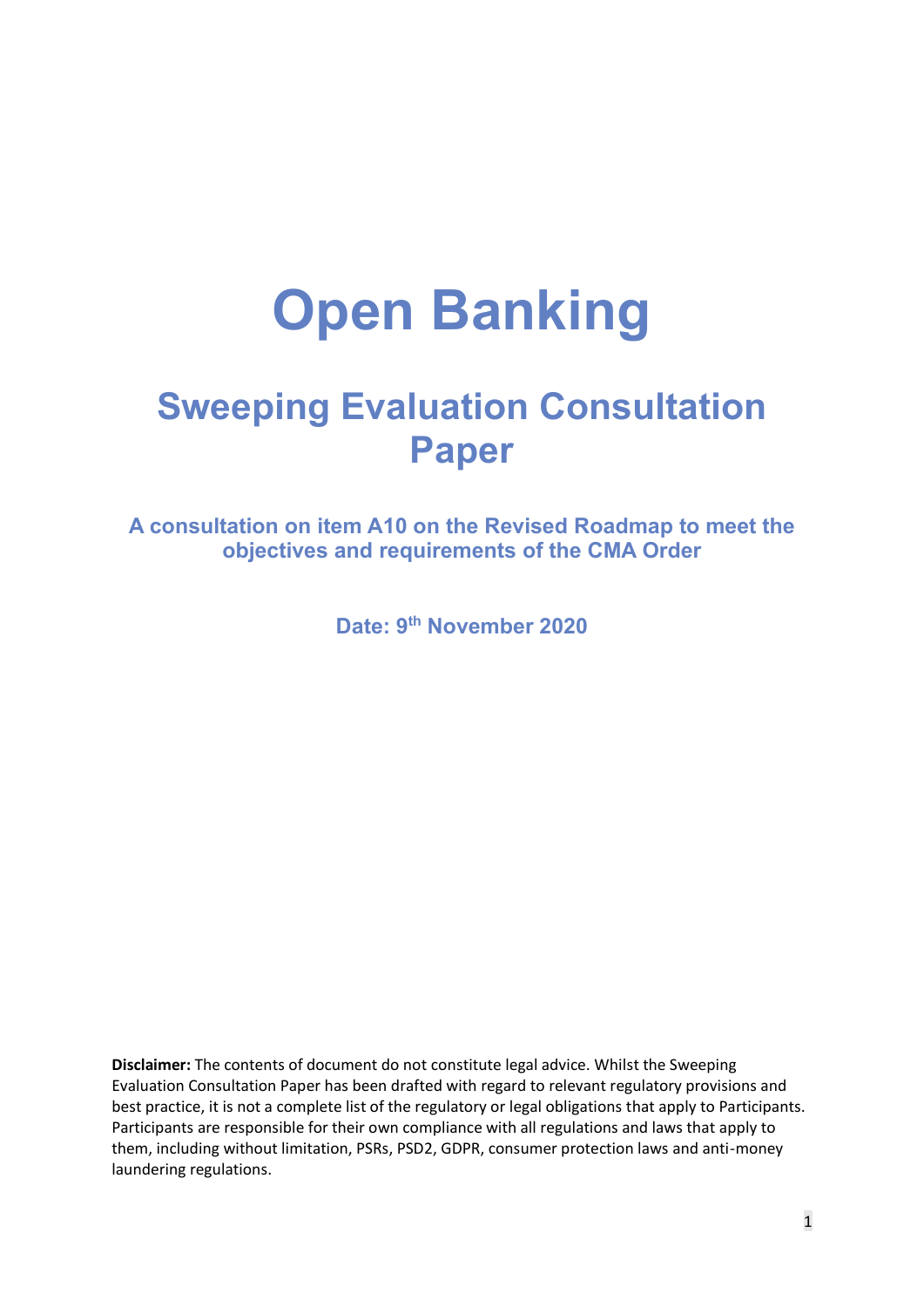# Open Banking

## Sweeping Evaluation Consultation Paper

### A consultation on item A10 on the Revised Roadmap to meet the objectives and requirements of the CMA Order

**Date: 9th November 2020**

**Disclaimer:** The contents of document do not constitute legal advice. Whilst the Sweeping Evaluation Consultation Paper has been drafted with regard to relevant regulatory provisions and best practice, it is not a complete list of the regulatory or legal obligations that apply to Participants. Participants are responsible for their own compliance with all regulations and laws that apply to them, including without limitation, PSRs, PSD2, GDPR, consumer protection laws and anti-money laundering regulations.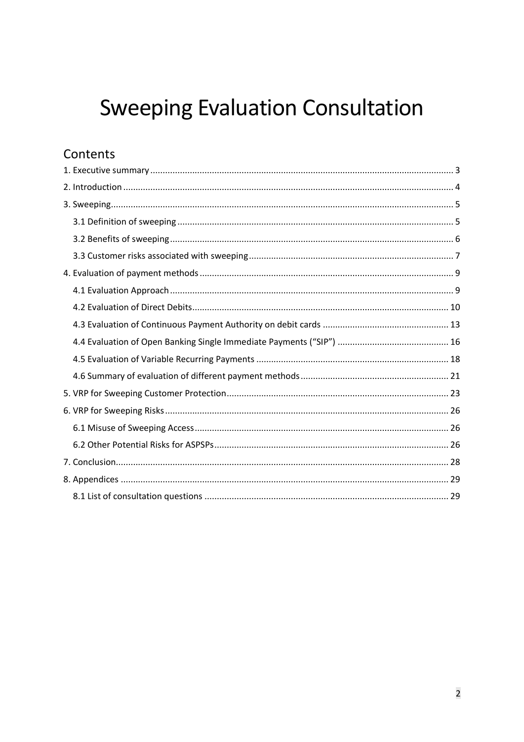# Sweeping Evaluation Consultation

## Contents

1. Executive summary ........ 3
2. Introduction ........ 4
3. Sweeping ........ 5
   - 3.1 Definition of sweeping ........ 5
   - 3.2 Benefits of sweeping ........ 6
   - 3.3 Customer risks associated with sweeping ........ 7
4. Evaluation of payment methods ........ 9
   - 4.1 Evaluation Approach ........ 9
   - 4.2 Evaluation of Direct Debits ........ 10
   - 4.3 Evaluation of Continuous Payment Authority on debit cards ........ 13
   - 4.4 Evaluation of Open Banking Single Immediate Payments ("SIP") ........ 16
   - 4.5 Evaluation of Variable Recurring Payments ........ 18
   - 4.6 Summary of evaluation of different payment methods ........ 21
5. VRP for Sweeping Customer Protection ........ 23
6. VRP for Sweeping Risks ........ 26
   - 6.1 Misuse of Sweeping Access ........ 26
   - 6.2 Other Potential Risks for ASPSPs ........ 26
7. Conclusion ........ 28
8. Appendices ........ 29
   - 8.1 List of consultation questions ........ 29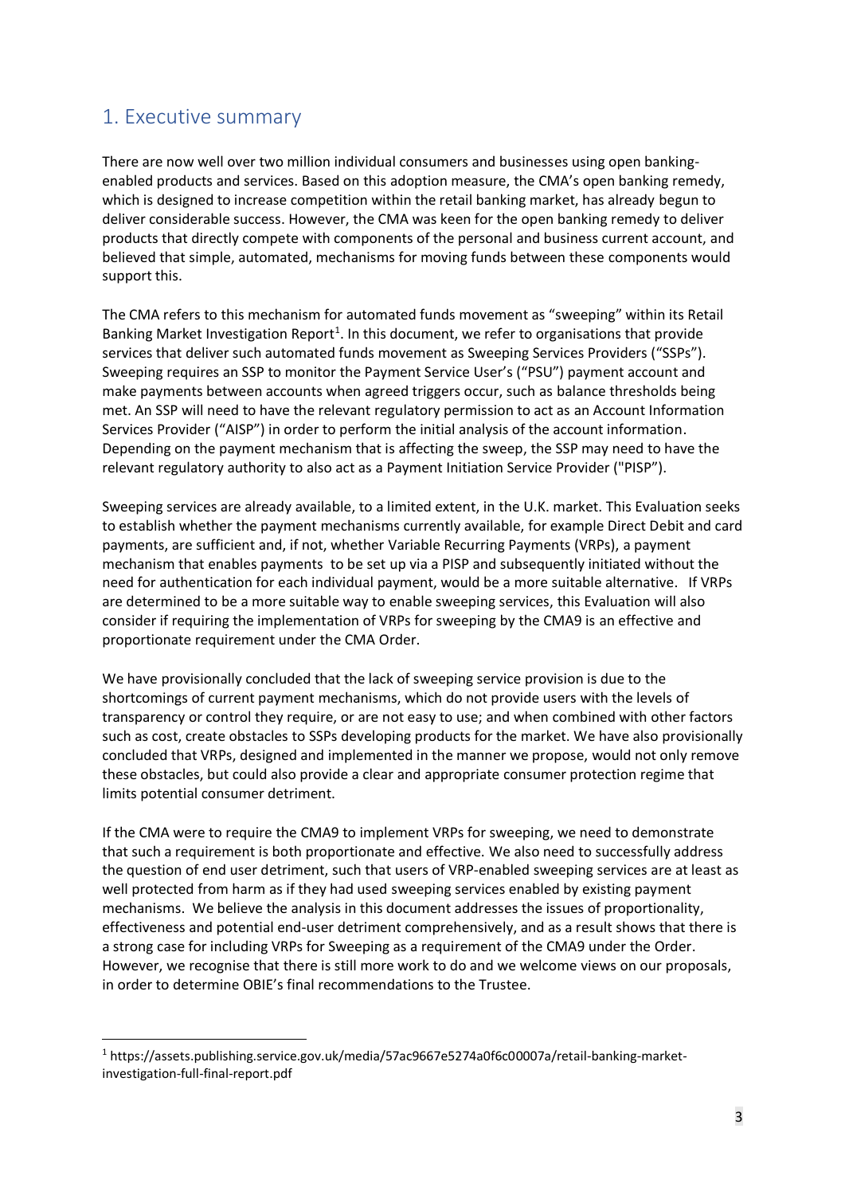## 1. Executive summary

There are now well over two million individual consumers and businesses using open banking-enabled products and services. Based on this adoption measure, the CMA's open banking remedy, which is designed to increase competition within the retail banking market, has already begun to deliver considerable success. However, the CMA was keen for the open banking remedy to deliver products that directly compete with components of the personal and business current account, and believed that simple, automated, mechanisms for moving funds between these components would support this.

The CMA refers to this mechanism for automated funds movement as "sweeping" within its Retail Banking Market Investigation Report[1]. In this document, we refer to organisations that provide services that deliver such automated funds movement as Sweeping Services Providers ("SSPs"). Sweeping requires an SSP to monitor the Payment Service User's ("PSU") payment account and make payments between accounts when agreed triggers occur, such as balance thresholds being met. An SSP will need to have the relevant regulatory permission to act as an Account Information Services Provider ("AISP") in order to perform the initial analysis of the account information. Depending on the payment mechanism that is affecting the sweep, the SSP may need to have the relevant regulatory authority to also act as a Payment Initiation Service Provider ("PISP").

Sweeping services are already available, to a limited extent, in the U.K. market. This Evaluation seeks to establish whether the payment mechanisms currently available, for example Direct Debit and card payments, are sufficient and, if not, whether Variable Recurring Payments (VRPs), a payment mechanism that enables payments to be set up via a PISP and subsequently initiated without the need for authentication for each individual payment, would be a more suitable alternative. If VRPs are determined to be a more suitable way to enable sweeping services, this Evaluation will also consider if requiring the implementation of VRPs for sweeping by the CMA9 is an effective and proportionate requirement under the CMA Order.

We have provisionally concluded that the lack of sweeping service provision is due to the shortcomings of current payment mechanisms, which do not provide users with the levels of transparency or control they require, or are not easy to use; and when combined with other factors such as cost, create obstacles to SSPs developing products for the market. We have also provisionally concluded that VRPs, designed and implemented in the manner we propose, would not only remove these obstacles, but could also provide a clear and appropriate consumer protection regime that limits potential consumer detriment.

If the CMA were to require the CMA9 to implement VRPs for sweeping, we need to demonstrate that such a requirement is both proportionate and effective. We also need to successfully address the question of end user detriment, such that users of VRP-enabled sweeping services are at least as well protected from harm as if they had used sweeping services enabled by existing payment mechanisms. We believe the analysis in this document addresses the issues of proportionality, effectiveness and potential end-user detriment comprehensively, and as a result shows that there is a strong case for including VRPs for Sweeping as a requirement of the CMA9 under the Order. However, we recognise that there is still more work to do and we welcome views on our proposals, in order to determine OBIE's final recommendations to the Trustee.

---

[1] https://assets.publishing.service.gov.uk/media/57ac9667e5274a0f6c00007a/retail-banking-market-investigation-full-final-report.pdf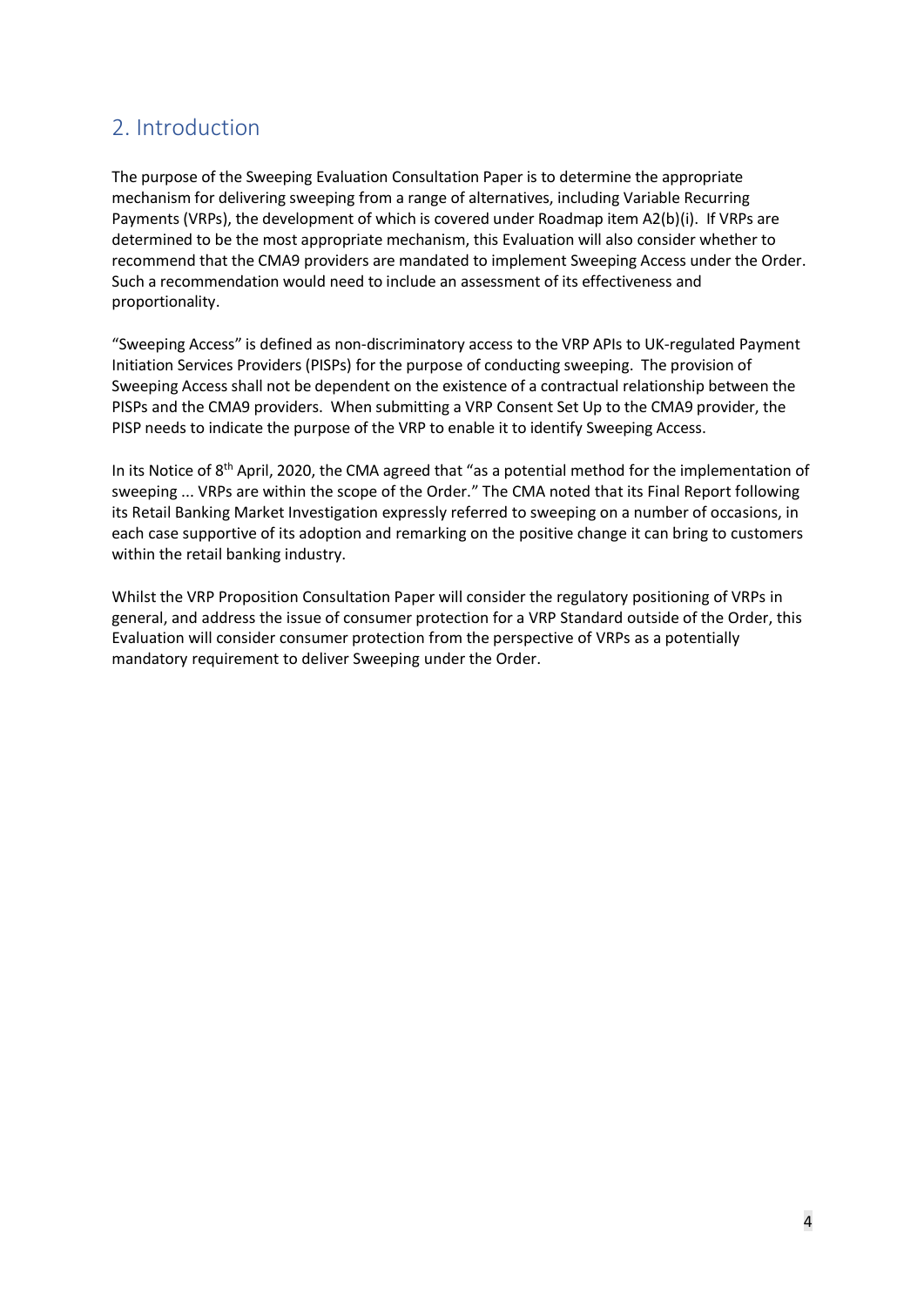## 2. Introduction

The purpose of the Sweeping Evaluation Consultation Paper is to determine the appropriate mechanism for delivering sweeping from a range of alternatives, including Variable Recurring Payments (VRPs), the development of which is covered under Roadmap item A2(b)(i). If VRPs are determined to be the most appropriate mechanism, this Evaluation will also consider whether to recommend that the CMA9 providers are mandated to implement Sweeping Access under the Order. Such a recommendation would need to include an assessment of its effectiveness and proportionality.

"Sweeping Access" is defined as non-discriminatory access to the VRP APIs to UK-regulated Payment Initiation Services Providers (PISPs) for the purpose of conducting sweeping. The provision of Sweeping Access shall not be dependent on the existence of a contractual relationship between the PISPs and the CMA9 providers. When submitting a VRP Consent Set Up to the CMA9 provider, the PISP needs to indicate the purpose of the VRP to enable it to identify Sweeping Access.

In its Notice of 8th April, 2020, the CMA agreed that "as a potential method for the implementation of sweeping ... VRPs are within the scope of the Order." The CMA noted that its Final Report following its Retail Banking Market Investigation expressly referred to sweeping on a number of occasions, in each case supportive of its adoption and remarking on the positive change it can bring to customers within the retail banking industry.

Whilst the VRP Proposition Consultation Paper will consider the regulatory positioning of VRPs in general, and address the issue of consumer protection for a VRP Standard outside of the Order, this Evaluation will consider consumer protection from the perspective of VRPs as a potentially mandatory requirement to deliver Sweeping under the Order.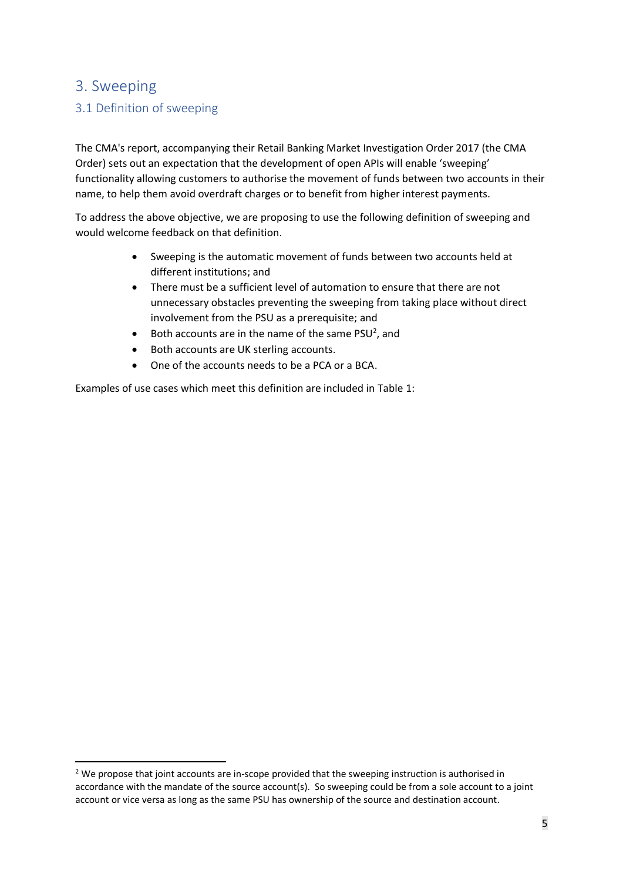# 3. Sweeping

## 3.1 Definition of sweeping

The CMA's report, accompanying their Retail Banking Market Investigation Order 2017 (the CMA Order) sets out an expectation that the development of open APIs will enable 'sweeping' functionality allowing customers to authorise the movement of funds between two accounts in their name, to help them avoid overdraft charges or to benefit from higher interest payments.

To address the above objective, we are proposing to use the following definition of sweeping and would welcome feedback on that definition.

- Sweeping is the automatic movement of funds between two accounts held at different institutions; and
- There must be a sufficient level of automation to ensure that there are not unnecessary obstacles preventing the sweeping from taking place without direct involvement from the PSU as a prerequisite; and
- Both accounts are in the name of the same PSU[2], and
- Both accounts are UK sterling accounts.
- One of the accounts needs to be a PCA or a BCA.

Examples of use cases which meet this definition are included in Table 1:

[2] We propose that joint accounts are in-scope provided that the sweeping instruction is authorised in accordance with the mandate of the source account(s). So sweeping could be from a sole account to a joint account or vice versa as long as the same PSU has ownership of the source and destination account.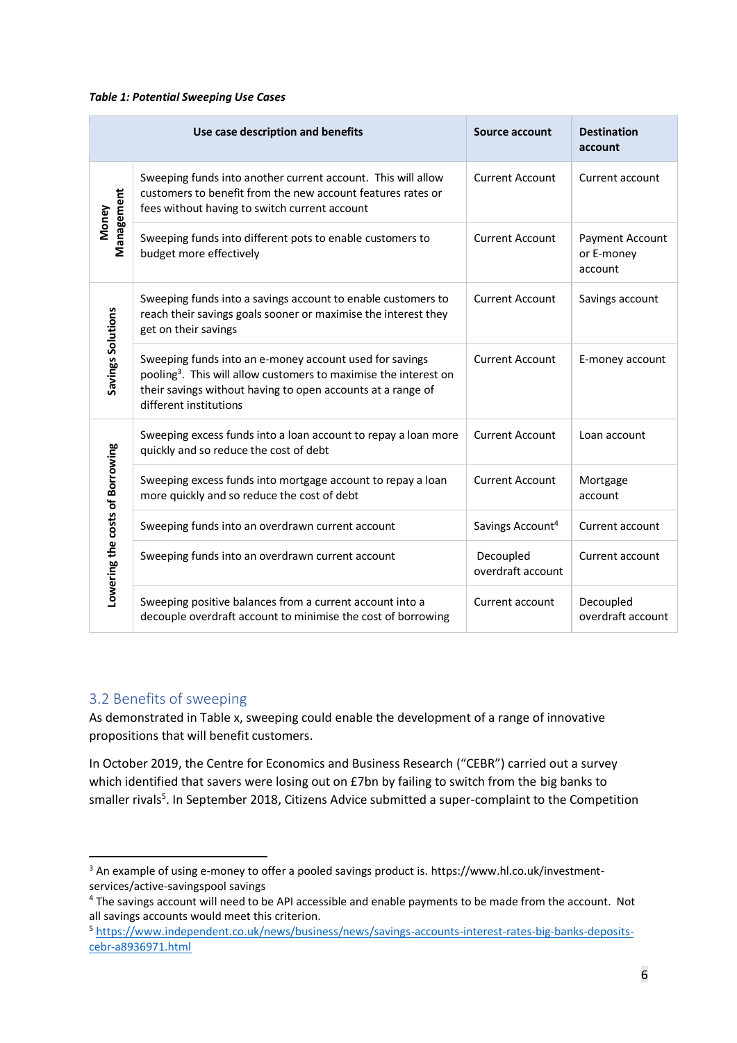***Table 1: Potential Sweeping Use Cases***

| | Use case description and benefits | Source account | Destination account |
|---|---|---|---|
| Money Management | Sweeping funds into another current account. This will allow customers to benefit from the new account features rates or fees without having to switch current account | Current Account | Current account |
| | Sweeping funds into different pots to enable customers to budget more effectively | Current Account | Payment Account or E-money account |
| Savings Solutions | Sweeping funds into a savings account to enable customers to reach their savings goals sooner or maximise the interest they get on their savings | Current Account | Savings account |
| | Sweeping funds into an e-money account used for savings pooling[3]. This will allow customers to maximise the interest on their savings without having to open accounts at a range of different institutions | Current Account | E-money account |
| Lowering the costs of Borrowing | Sweeping excess funds into a loan account to repay a loan more quickly and so reduce the cost of debt | Current Account | Loan account |
| | Sweeping excess funds into mortgage account to repay a loan more quickly and so reduce the cost of debt | Current Account | Mortgage account |
| | Sweeping funds into an overdrawn current account | Savings Account[4] | Current account |
| | Sweeping funds into an overdrawn current account | Decoupled overdraft account | Current account |
| | Sweeping positive balances from a current account into a decouple overdraft account to minimise the cost of borrowing | Current account | Decoupled overdraft account |

## 3.2 Benefits of sweeping

As demonstrated in Table x, sweeping could enable the development of a range of innovative propositions that will benefit customers.

In October 2019, the Centre for Economics and Business Research ("CEBR") carried out a survey which identified that savers were losing out on £7bn by failing to switch from the big banks to smaller rivals[5]. In September 2018, Citizens Advice submitted a super-complaint to the Competition

---

[3] An example of using e-money to offer a pooled savings product is. https://www.hl.co.uk/investment-services/active-savingspool savings

[4] The savings account will need to be API accessible and enable payments to be made from the account. Not all savings accounts would meet this criterion.

[5] https://www.independent.co.uk/news/business/news/savings-accounts-interest-rates-big-banks-deposits-cebr-a8936971.html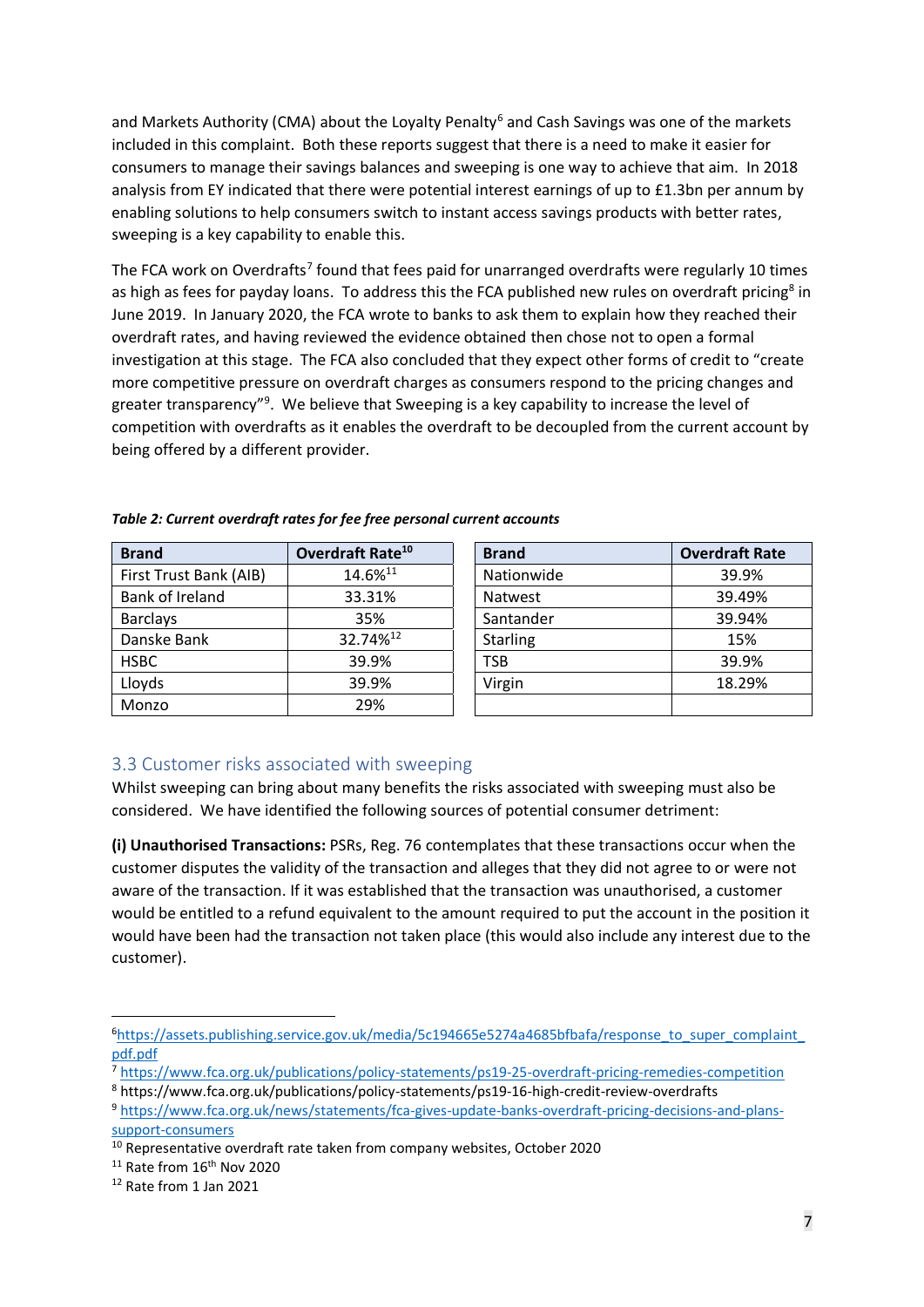and Markets Authority (CMA) about the Loyalty Penalty[6] and Cash Savings was one of the markets included in this complaint. Both these reports suggest that there is a need to make it easier for consumers to manage their savings balances and sweeping is one way to achieve that aim. In 2018 analysis from EY indicated that there were potential interest earnings of up to £1.3bn per annum by enabling solutions to help consumers switch to instant access savings products with better rates, sweeping is a key capability to enable this.

The FCA work on Overdrafts[7] found that fees paid for unarranged overdrafts were regularly 10 times as high as fees for payday loans. To address this the FCA published new rules on overdraft pricing[8] in June 2019. In January 2020, the FCA wrote to banks to ask them to explain how they reached their overdraft rates, and having reviewed the evidence obtained then chose not to open a formal investigation at this stage. The FCA also concluded that they expect other forms of credit to "create more competitive pressure on overdraft charges as consumers respond to the pricing changes and greater transparency"[9]. We believe that Sweeping is a key capability to increase the level of competition with overdrafts as it enables the overdraft to be decoupled from the current account by being offered by a different provider.

***Table 2: Current overdraft rates for fee free personal current accounts***

| Brand | Overdraft Rate[10] | Brand | Overdraft Rate |
|---|---|---|---|
| First Trust Bank (AIB) | 14.6%[11] | Nationwide | 39.9% |
| Bank of Ireland | 33.31% | Natwest | 39.49% |
| Barclays | 35% | Santander | 39.94% |
| Danske Bank | 32.74%[12] | Starling | 15% |
| HSBC | 39.9% | TSB | 39.9% |
| Lloyds | 39.9% | Virgin | 18.29% |
| Monzo | 29% | | |

## 3.3 Customer risks associated with sweeping

Whilst sweeping can bring about many benefits the risks associated with sweeping must also be considered. We have identified the following sources of potential consumer detriment:

**(i) Unauthorised Transactions:** PSRs, Reg. 76 contemplates that these transactions occur when the customer disputes the validity of the transaction and alleges that they did not agree to or were not aware of the transaction. If it was established that the transaction was unauthorised, a customer would be entitled to a refund equivalent to the amount required to put the account in the position it would have been had the transaction not taken place (this would also include any interest due to the customer).

---

[6] https://assets.publishing.service.gov.uk/media/5c194665e5274a4685bfbafa/response_to_super_complaint_pdf.pdf

[7] https://www.fca.org.uk/publications/policy-statements/ps19-25-overdraft-pricing-remedies-competition

[8] https://www.fca.org.uk/publications/policy-statements/ps19-16-high-credit-review-overdrafts

[9] https://www.fca.org.uk/news/statements/fca-gives-update-banks-overdraft-pricing-decisions-and-plans-support-consumers

[10] Representative overdraft rate taken from company websites, October 2020

[11] Rate from 16th Nov 2020

[12] Rate from 1 Jan 2021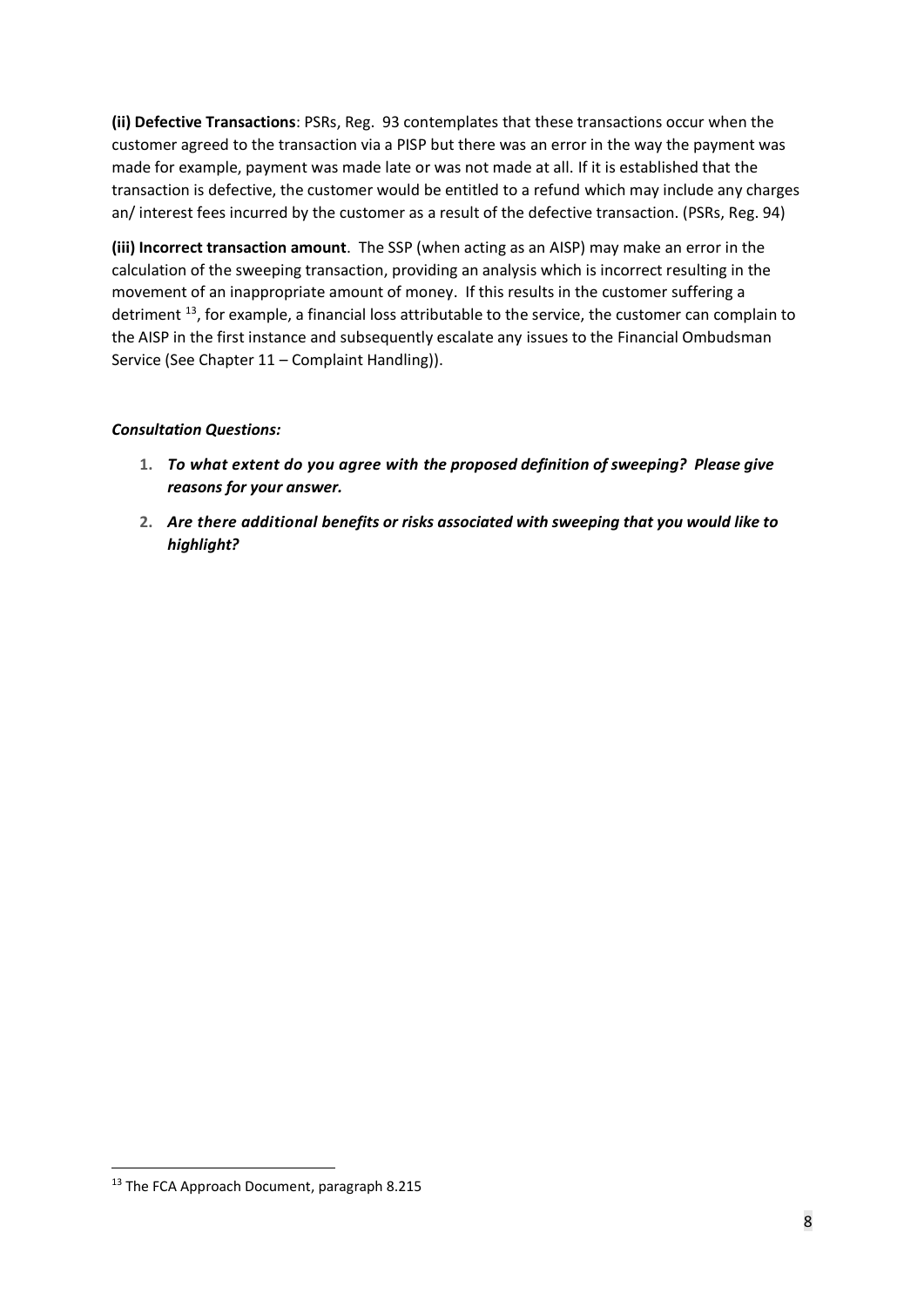**(ii) Defective Transactions**: PSRs, Reg. 93 contemplates that these transactions occur when the customer agreed to the transaction via a PISP but there was an error in the way the payment was made for example, payment was made late or was not made at all. If it is established that the transaction is defective, the customer would be entitled to a refund which may include any charges an/ interest fees incurred by the customer as a result of the defective transaction. (PSRs, Reg. 94)

**(iii) Incorrect transaction amount**. The SSP (when acting as an AISP) may make an error in the calculation of the sweeping transaction, providing an analysis which is incorrect resulting in the movement of an inappropriate amount of money. If this results in the customer suffering a detriment [13], for example, a financial loss attributable to the service, the customer can complain to the AISP in the first instance and subsequently escalate any issues to the Financial Ombudsman Service (See Chapter 11 – Complaint Handling)).

***Consultation Questions:***

1. ***To what extent do you agree with the proposed definition of sweeping? Please give reasons for your answer.***
2. ***Are there additional benefits or risks associated with sweeping that you would like to highlight?***

[13] The FCA Approach Document, paragraph 8.215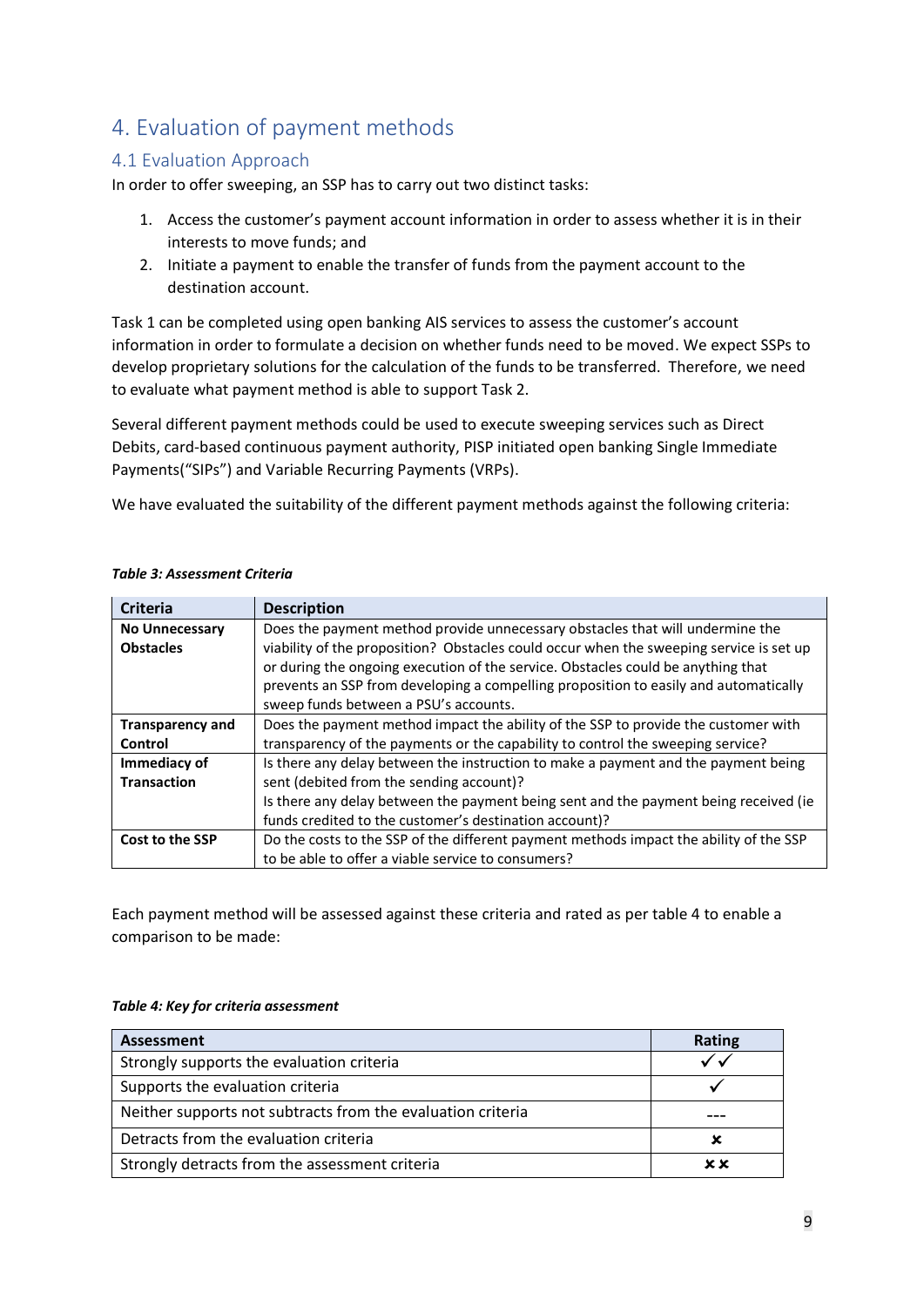# 4. Evaluation of payment methods

## 4.1 Evaluation Approach

In order to offer sweeping, an SSP has to carry out two distinct tasks:

1. Access the customer's payment account information in order to assess whether it is in their interests to move funds; and
2. Initiate a payment to enable the transfer of funds from the payment account to the destination account.

Task 1 can be completed using open banking AIS services to assess the customer's account information in order to formulate a decision on whether funds need to be moved. We expect SSPs to develop proprietary solutions for the calculation of the funds to be transferred. Therefore, we need to evaluate what payment method is able to support Task 2.

Several different payment methods could be used to execute sweeping services such as Direct Debits, card-based continuous payment authority, PISP initiated open banking Single Immediate Payments("SIPs") and Variable Recurring Payments (VRPs).

We have evaluated the suitability of the different payment methods against the following criteria:

***Table 3: Assessment Criteria***

| Criteria | Description |
|---|---|
| **No Unnecessary Obstacles** | Does the payment method provide unnecessary obstacles that will undermine the viability of the proposition? Obstacles could occur when the sweeping service is set up or during the ongoing execution of the service. Obstacles could be anything that prevents an SSP from developing a compelling proposition to easily and automatically sweep funds between a PSU's accounts. |
| **Transparency and Control** | Does the payment method impact the ability of the SSP to provide the customer with transparency of the payments or the capability to control the sweeping service? |
| **Immediacy of Transaction** | Is there any delay between the instruction to make a payment and the payment being sent (debited from the sending account)?<br>Is there any delay between the payment being sent and the payment being received (ie funds credited to the customer's destination account)? |
| **Cost to the SSP** | Do the costs to the SSP of the different payment methods impact the ability of the SSP to be able to offer a viable service to consumers? |

Each payment method will be assessed against these criteria and rated as per table 4 to enable a comparison to be made:

***Table 4: Key for criteria assessment***

| Assessment | Rating |
|---|---|
| Strongly supports the evaluation criteria | ✓✓ |
| Supports the evaluation criteria | ✓ |
| Neither supports not subtracts from the evaluation criteria | --- |
| Detracts from the evaluation criteria | ✗ |
| Strongly detracts from the assessment criteria | ✗✗ |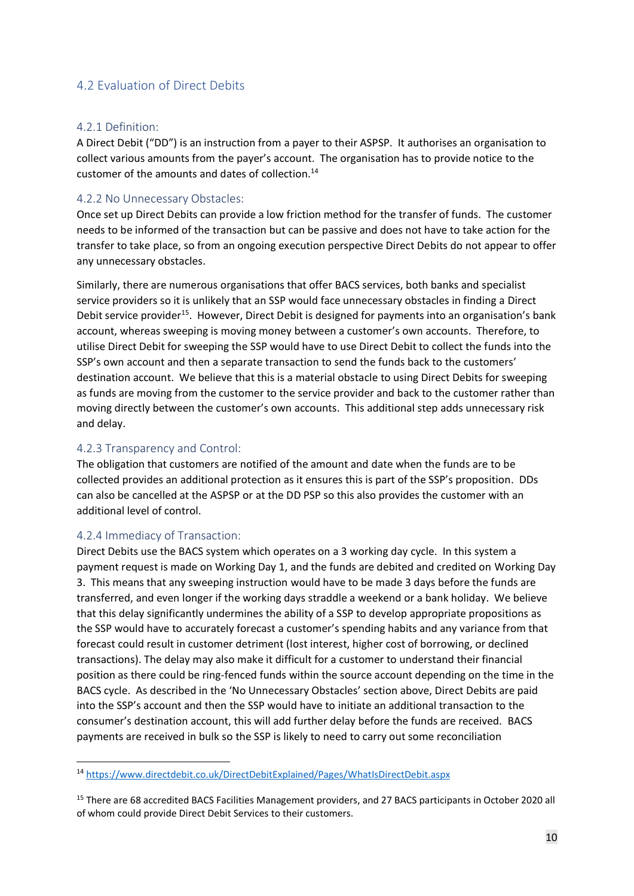## 4.2 Evaluation of Direct Debits

### 4.2.1 Definition:

A Direct Debit ("DD") is an instruction from a payer to their ASPSP. It authorises an organisation to collect various amounts from the payer's account. The organisation has to provide notice to the customer of the amounts and dates of collection.[14]

### 4.2.2 No Unnecessary Obstacles:

Once set up Direct Debits can provide a low friction method for the transfer of funds. The customer needs to be informed of the transaction but can be passive and does not have to take action for the transfer to take place, so from an ongoing execution perspective Direct Debits do not appear to offer any unnecessary obstacles.

Similarly, there are numerous organisations that offer BACS services, both banks and specialist service providers so it is unlikely that an SSP would face unnecessary obstacles in finding a Direct Debit service provider[15]. However, Direct Debit is designed for payments into an organisation's bank account, whereas sweeping is moving money between a customer's own accounts. Therefore, to utilise Direct Debit for sweeping the SSP would have to use Direct Debit to collect the funds into the SSP's own account and then a separate transaction to send the funds back to the customers' destination account. We believe that this is a material obstacle to using Direct Debits for sweeping as funds are moving from the customer to the service provider and back to the customer rather than moving directly between the customer's own accounts. This additional step adds unnecessary risk and delay.

### 4.2.3 Transparency and Control:

The obligation that customers are notified of the amount and date when the funds are to be collected provides an additional protection as it ensures this is part of the SSP's proposition. DDs can also be cancelled at the ASPSP or at the DD PSP so this also provides the customer with an additional level of control.

### 4.2.4 Immediacy of Transaction:

Direct Debits use the BACS system which operates on a 3 working day cycle. In this system a payment request is made on Working Day 1, and the funds are debited and credited on Working Day 3. This means that any sweeping instruction would have to be made 3 days before the funds are transferred, and even longer if the working days straddle a weekend or a bank holiday. We believe that this delay significantly undermines the ability of a SSP to develop appropriate propositions as the SSP would have to accurately forecast a customer's spending habits and any variance from that forecast could result in customer detriment (lost interest, higher cost of borrowing, or declined transactions). The delay may also make it difficult for a customer to understand their financial position as there could be ring-fenced funds within the source account depending on the time in the BACS cycle. As described in the 'No Unnecessary Obstacles' section above, Direct Debits are paid into the SSP's account and then the SSP would have to initiate an additional transaction to the consumer's destination account, this will add further delay before the funds are received. BACS payments are received in bulk so the SSP is likely to need to carry out some reconciliation

---

[14] https://www.directdebit.co.uk/DirectDebitExplained/Pages/WhatIsDirectDebit.aspx

[15] There are 68 accredited BACS Facilities Management providers, and 27 BACS participants in October 2020 all of whom could provide Direct Debit Services to their customers.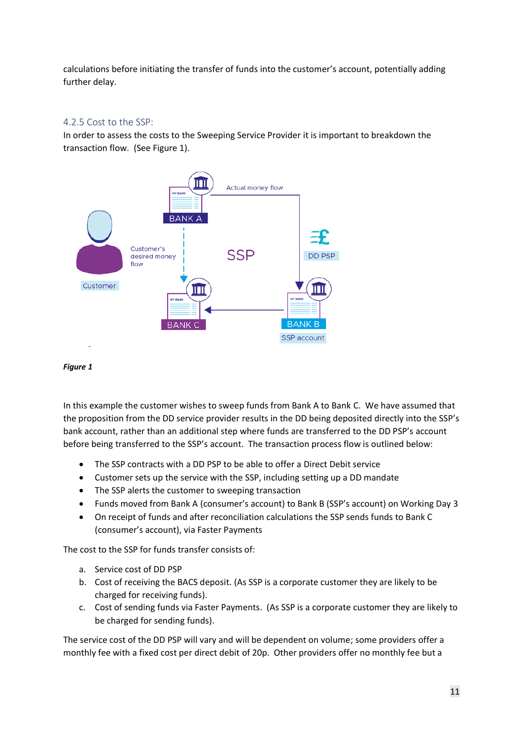calculations before initiating the transfer of funds into the customer's account, potentially adding further delay.

### 4.2.5 Cost to the SSP:

In order to assess the costs to the Sweeping Service Provider it is important to breakdown the transaction flow. (See Figure 1).

***Figure 1***

In this example the customer wishes to sweep funds from Bank A to Bank C. We have assumed that the proposition from the DD service provider results in the DD being deposited directly into the SSP's bank account, rather than an additional step where funds are transferred to the DD PSP's account before being transferred to the SSP's account. The transaction process flow is outlined below:

- The SSP contracts with a DD PSP to be able to offer a Direct Debit service
- Customer sets up the service with the SSP, including setting up a DD mandate
- The SSP alerts the customer to sweeping transaction
- Funds moved from Bank A (consumer's account) to Bank B (SSP's account) on Working Day 3
- On receipt of funds and after reconciliation calculations the SSP sends funds to Bank C (consumer's account), via Faster Payments

The cost to the SSP for funds transfer consists of:

a. Service cost of DD PSP
b. Cost of receiving the BACS deposit. (As SSP is a corporate customer they are likely to be charged for receiving funds).
c. Cost of sending funds via Faster Payments. (As SSP is a corporate customer they are likely to be charged for sending funds).

The service cost of the DD PSP will vary and will be dependent on volume; some providers offer a monthly fee with a fixed cost per direct debit of 20p. Other providers offer no monthly fee but a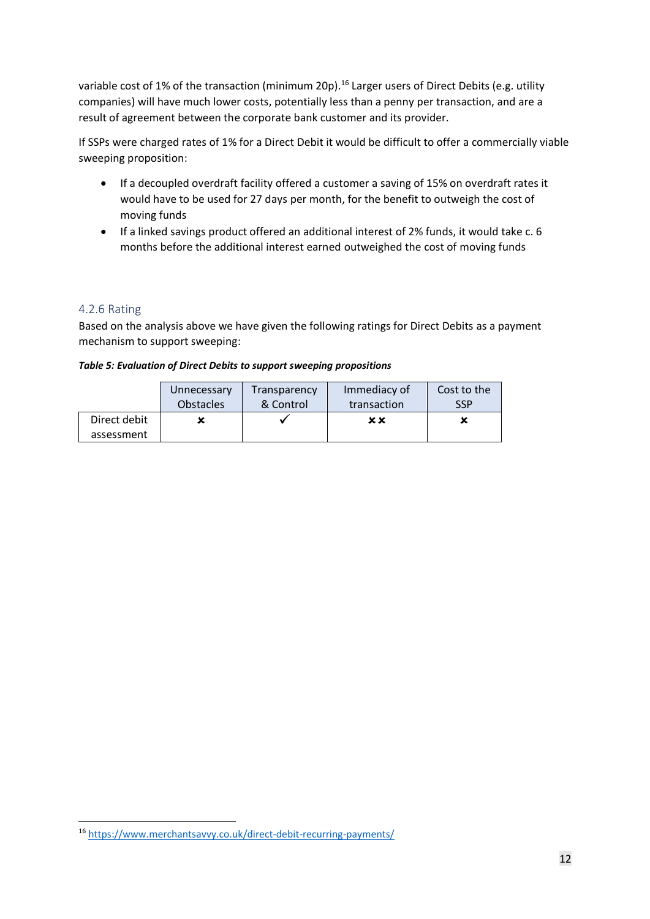variable cost of 1% of the transaction (minimum 20p).[16] Larger users of Direct Debits (e.g. utility companies) will have much lower costs, potentially less than a penny per transaction, and are a result of agreement between the corporate bank customer and its provider.

If SSPs were charged rates of 1% for a Direct Debit it would be difficult to offer a commercially viable sweeping proposition:

- If a decoupled overdraft facility offered a customer a saving of 15% on overdraft rates it would have to be used for 27 days per month, for the benefit to outweigh the cost of moving funds
- If a linked savings product offered an additional interest of 2% funds, it would take c. 6 months before the additional interest earned outweighed the cost of moving funds

### 4.2.6 Rating

Based on the analysis above we have given the following ratings for Direct Debits as a payment mechanism to support sweeping:

***Table 5: Evaluation of Direct Debits to support sweeping propositions***

| | Unnecessary Obstacles | Transparency & Control | Immediacy of transaction | Cost to the SSP |
|---|---|---|---|---|
| Direct debit assessment | ✗ | ✓ | ✗✗ | ✗ |

[16] https://www.merchantsavvy.co.uk/direct-debit-recurring-payments/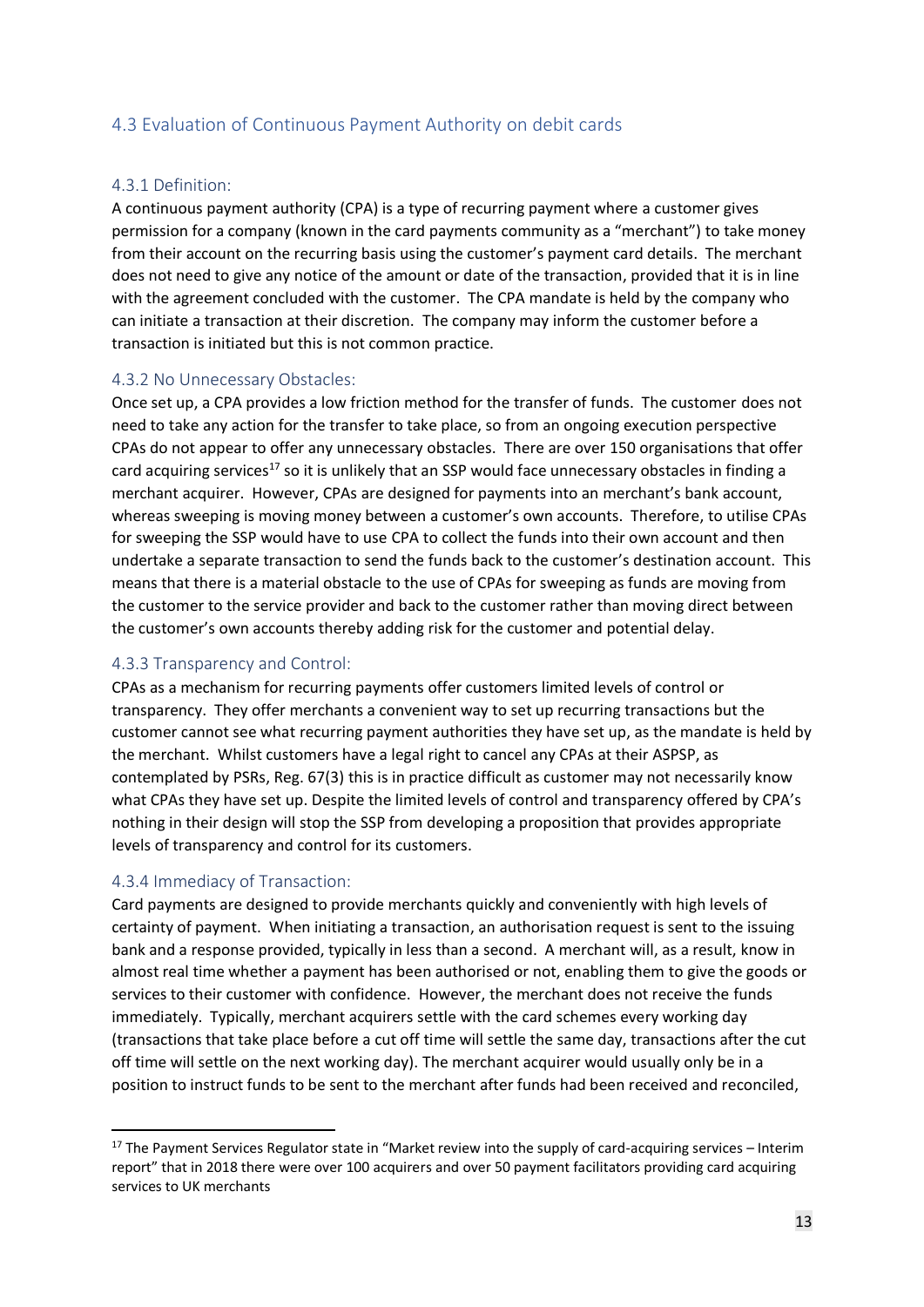## 4.3 Evaluation of Continuous Payment Authority on debit cards

### 4.3.1 Definition:

A continuous payment authority (CPA) is a type of recurring payment where a customer gives permission for a company (known in the card payments community as a "merchant") to take money from their account on the recurring basis using the customer's payment card details. The merchant does not need to give any notice of the amount or date of the transaction, provided that it is in line with the agreement concluded with the customer. The CPA mandate is held by the company who can initiate a transaction at their discretion. The company may inform the customer before a transaction is initiated but this is not common practice.

### 4.3.2 No Unnecessary Obstacles:

Once set up, a CPA provides a low friction method for the transfer of funds. The customer does not need to take any action for the transfer to take place, so from an ongoing execution perspective CPAs do not appear to offer any unnecessary obstacles. There are over 150 organisations that offer card acquiring services[17] so it is unlikely that an SSP would face unnecessary obstacles in finding a merchant acquirer. However, CPAs are designed for payments into an merchant's bank account, whereas sweeping is moving money between a customer's own accounts. Therefore, to utilise CPAs for sweeping the SSP would have to use CPA to collect the funds into their own account and then undertake a separate transaction to send the funds back to the customer's destination account. This means that there is a material obstacle to the use of CPAs for sweeping as funds are moving from the customer to the service provider and back to the customer rather than moving direct between the customer's own accounts thereby adding risk for the customer and potential delay.

### 4.3.3 Transparency and Control:

CPAs as a mechanism for recurring payments offer customers limited levels of control or transparency. They offer merchants a convenient way to set up recurring transactions but the customer cannot see what recurring payment authorities they have set up, as the mandate is held by the merchant. Whilst customers have a legal right to cancel any CPAs at their ASPSP, as contemplated by PSRs, Reg. 67(3) this is in practice difficult as customer may not necessarily know what CPAs they have set up. Despite the limited levels of control and transparency offered by CPA's nothing in their design will stop the SSP from developing a proposition that provides appropriate levels of transparency and control for its customers.

### 4.3.4 Immediacy of Transaction:

Card payments are designed to provide merchants quickly and conveniently with high levels of certainty of payment. When initiating a transaction, an authorisation request is sent to the issuing bank and a response provided, typically in less than a second. A merchant will, as a result, know in almost real time whether a payment has been authorised or not, enabling them to give the goods or services to their customer with confidence. However, the merchant does not receive the funds immediately. Typically, merchant acquirers settle with the card schemes every working day (transactions that take place before a cut off time will settle the same day, transactions after the cut off time will settle on the next working day). The merchant acquirer would usually only be in a position to instruct funds to be sent to the merchant after funds had been received and reconciled,

[17] The Payment Services Regulator state in "Market review into the supply of card-acquiring services – Interim report" that in 2018 there were over 100 acquirers and over 50 payment facilitators providing card acquiring services to UK merchants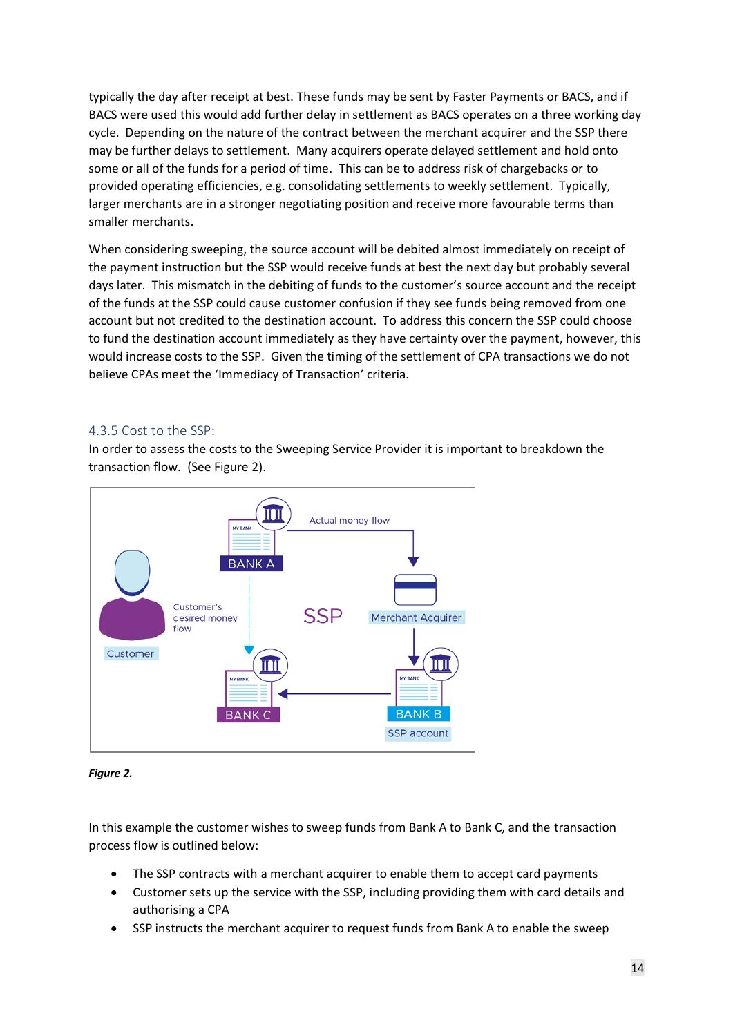typically the day after receipt at best. These funds may be sent by Faster Payments or BACS, and if BACS were used this would add further delay in settlement as BACS operates on a three working day cycle. Depending on the nature of the contract between the merchant acquirer and the SSP there may be further delays to settlement. Many acquirers operate delayed settlement and hold onto some or all of the funds for a period of time. This can be to address risk of chargebacks or to provided operating efficiencies, e.g. consolidating settlements to weekly settlement. Typically, larger merchants are in a stronger negotiating position and receive more favourable terms than smaller merchants.

When considering sweeping, the source account will be debited almost immediately on receipt of the payment instruction but the SSP would receive funds at best the next day but probably several days later. This mismatch in the debiting of funds to the customer's source account and the receipt of the funds at the SSP could cause customer confusion if they see funds being removed from one account but not credited to the destination account. To address this concern the SSP could choose to fund the destination account immediately as they have certainty over the payment, however, this would increase costs to the SSP. Given the timing of the settlement of CPA transactions we do not believe CPAs meet the 'Immediacy of Transaction' criteria.

### 4.3.5 Cost to the SSP:

In order to assess the costs to the Sweeping Service Provider it is important to breakdown the transaction flow. (See Figure 2).

***Figure 2.***

In this example the customer wishes to sweep funds from Bank A to Bank C, and the transaction process flow is outlined below:

- The SSP contracts with a merchant acquirer to enable them to accept card payments
- Customer sets up the service with the SSP, including providing them with card details and authorising a CPA
- SSP instructs the merchant acquirer to request funds from Bank A to enable the sweep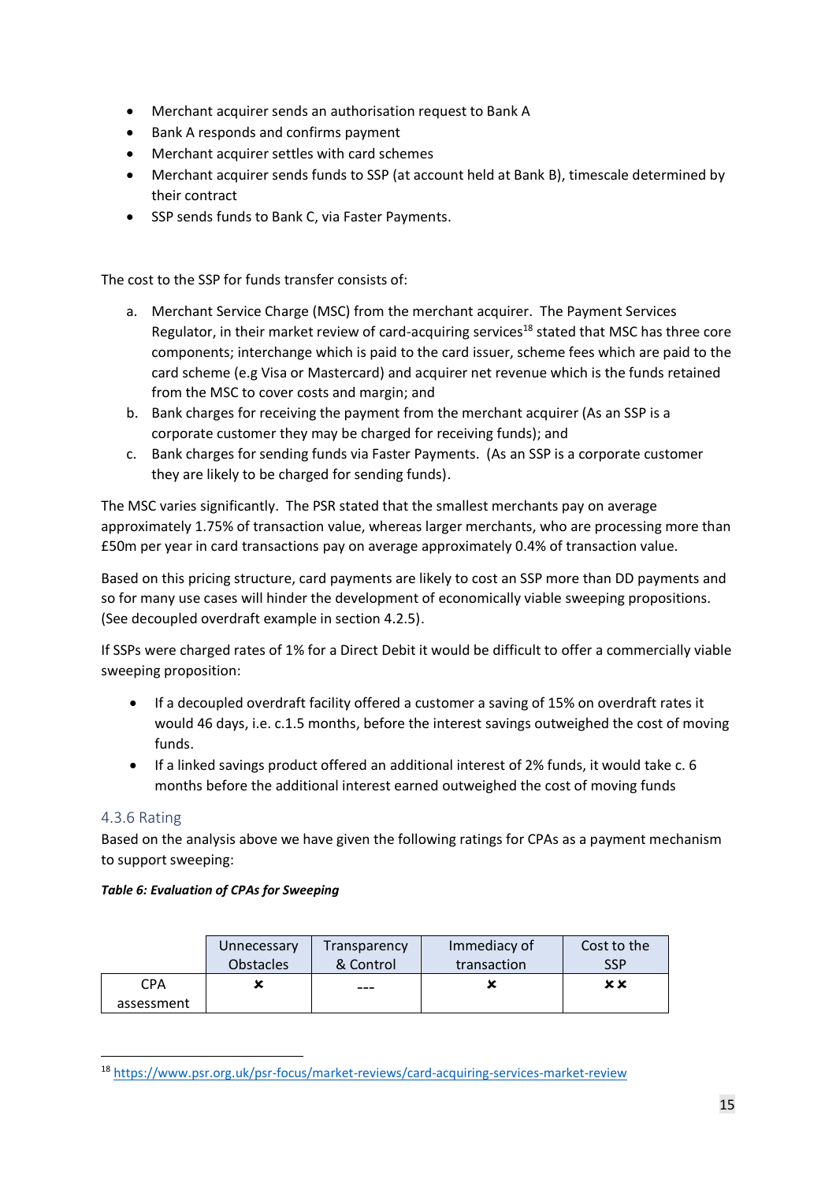- Merchant acquirer sends an authorisation request to Bank A
- Bank A responds and confirms payment
- Merchant acquirer settles with card schemes
- Merchant acquirer sends funds to SSP (at account held at Bank B), timescale determined by their contract
- SSP sends funds to Bank C, via Faster Payments.

The cost to the SSP for funds transfer consists of:

a. Merchant Service Charge (MSC) from the merchant acquirer. The Payment Services Regulator, in their market review of card-acquiring services[18] stated that MSC has three core components; interchange which is paid to the card issuer, scheme fees which are paid to the card scheme (e.g Visa or Mastercard) and acquirer net revenue which is the funds retained from the MSC to cover costs and margin; and
b. Bank charges for receiving the payment from the merchant acquirer (As an SSP is a corporate customer they may be charged for receiving funds); and
c. Bank charges for sending funds via Faster Payments. (As an SSP is a corporate customer they are likely to be charged for sending funds).

The MSC varies significantly. The PSR stated that the smallest merchants pay on average approximately 1.75% of transaction value, whereas larger merchants, who are processing more than £50m per year in card transactions pay on average approximately 0.4% of transaction value.

Based on this pricing structure, card payments are likely to cost an SSP more than DD payments and so for many use cases will hinder the development of economically viable sweeping propositions. (See decoupled overdraft example in section 4.2.5).

If SSPs were charged rates of 1% for a Direct Debit it would be difficult to offer a commercially viable sweeping proposition:

- If a decoupled overdraft facility offered a customer a saving of 15% on overdraft rates it would 46 days, i.e. c.1.5 months, before the interest savings outweighed the cost of moving funds.
- If a linked savings product offered an additional interest of 2% funds, it would take c. 6 months before the additional interest earned outweighed the cost of moving funds

### 4.3.6 Rating

Based on the analysis above we have given the following ratings for CPAs as a payment mechanism to support sweeping:

***Table 6: Evaluation of CPAs for Sweeping***

| | Unnecessary Obstacles | Transparency & Control | Immediacy of transaction | Cost to the SSP |
|---|---|---|---|---|
| CPA assessment | ✖ | --- | ✖ | ✖✖ |

[18] https://www.psr.org.uk/psr-focus/market-reviews/card-acquiring-services-market-review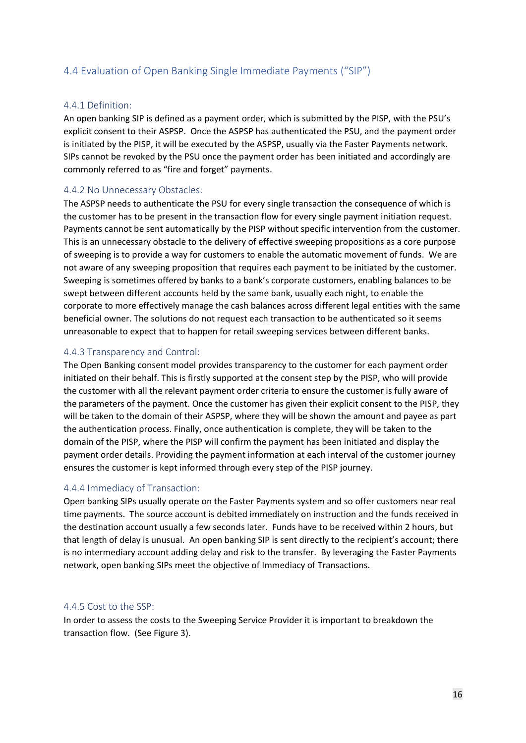## 4.4 Evaluation of Open Banking Single Immediate Payments ("SIP")

### 4.4.1 Definition:

An open banking SIP is defined as a payment order, which is submitted by the PISP, with the PSU's explicit consent to their ASPSP. Once the ASPSP has authenticated the PSU, and the payment order is initiated by the PISP, it will be executed by the ASPSP, usually via the Faster Payments network. SIPs cannot be revoked by the PSU once the payment order has been initiated and accordingly are commonly referred to as "fire and forget" payments.

### 4.4.2 No Unnecessary Obstacles:

The ASPSP needs to authenticate the PSU for every single transaction the consequence of which is the customer has to be present in the transaction flow for every single payment initiation request. Payments cannot be sent automatically by the PISP without specific intervention from the customer. This is an unnecessary obstacle to the delivery of effective sweeping propositions as a core purpose of sweeping is to provide a way for customers to enable the automatic movement of funds. We are not aware of any sweeping proposition that requires each payment to be initiated by the customer. Sweeping is sometimes offered by banks to a bank's corporate customers, enabling balances to be swept between different accounts held by the same bank, usually each night, to enable the corporate to more effectively manage the cash balances across different legal entities with the same beneficial owner. The solutions do not request each transaction to be authenticated so it seems unreasonable to expect that to happen for retail sweeping services between different banks.

### 4.4.3 Transparency and Control:

The Open Banking consent model provides transparency to the customer for each payment order initiated on their behalf. This is firstly supported at the consent step by the PISP, who will provide the customer with all the relevant payment order criteria to ensure the customer is fully aware of the parameters of the payment. Once the customer has given their explicit consent to the PISP, they will be taken to the domain of their ASPSP, where they will be shown the amount and payee as part the authentication process. Finally, once authentication is complete, they will be taken to the domain of the PISP, where the PISP will confirm the payment has been initiated and display the payment order details. Providing the payment information at each interval of the customer journey ensures the customer is kept informed through every step of the PISP journey.

### 4.4.4 Immediacy of Transaction:

Open banking SIPs usually operate on the Faster Payments system and so offer customers near real time payments. The source account is debited immediately on instruction and the funds received in the destination account usually a few seconds later. Funds have to be received within 2 hours, but that length of delay is unusual. An open banking SIP is sent directly to the recipient's account; there is no intermediary account adding delay and risk to the transfer. By leveraging the Faster Payments network, open banking SIPs meet the objective of Immediacy of Transactions.

### 4.4.5 Cost to the SSP:

In order to assess the costs to the Sweeping Service Provider it is important to breakdown the transaction flow. (See Figure 3).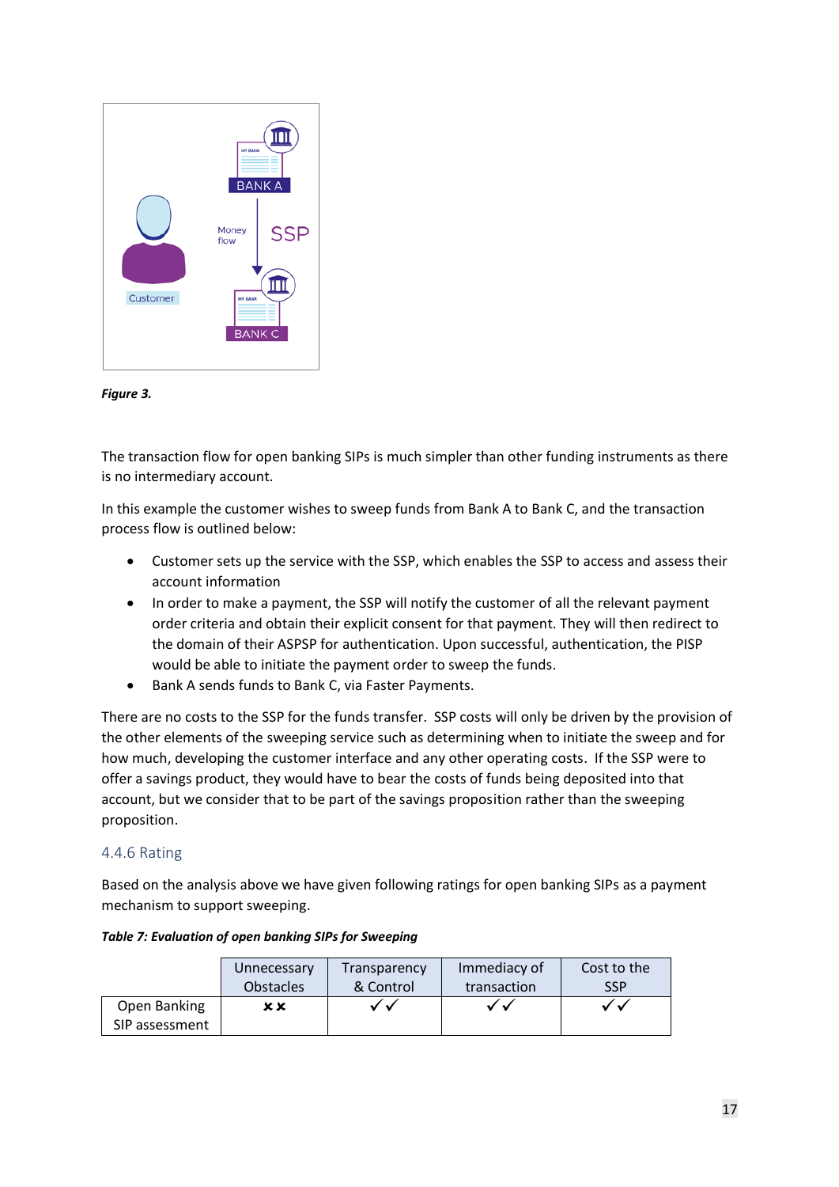*Figure 3.*

The transaction flow for open banking SIPs is much simpler than other funding instruments as there is no intermediary account.

In this example the customer wishes to sweep funds from Bank A to Bank C, and the transaction process flow is outlined below:

- Customer sets up the service with the SSP, which enables the SSP to access and assess their account information
- In order to make a payment, the SSP will notify the customer of all the relevant payment order criteria and obtain their explicit consent for that payment. They will then redirect to the domain of their ASPSP for authentication. Upon successful, authentication, the PISP would be able to initiate the payment order to sweep the funds.
- Bank A sends funds to Bank C, via Faster Payments.

There are no costs to the SSP for the funds transfer. SSP costs will only be driven by the provision of the other elements of the sweeping service such as determining when to initiate the sweep and for how much, developing the customer interface and any other operating costs. If the SSP were to offer a savings product, they would have to bear the costs of funds being deposited into that account, but we consider that to be part of the savings proposition rather than the sweeping proposition.

### 4.4.6 Rating

Based on the analysis above we have given following ratings for open banking SIPs as a payment mechanism to support sweeping.

***Table 7: Evaluation of open banking SIPs for Sweeping***

| | Unnecessary Obstacles | Transparency & Control | Immediacy of transaction | Cost to the SSP |
|---|---|---|---|---|
| Open Banking SIP assessment | ✗✗ | ✓✓ | ✓✓ | ✓✓ |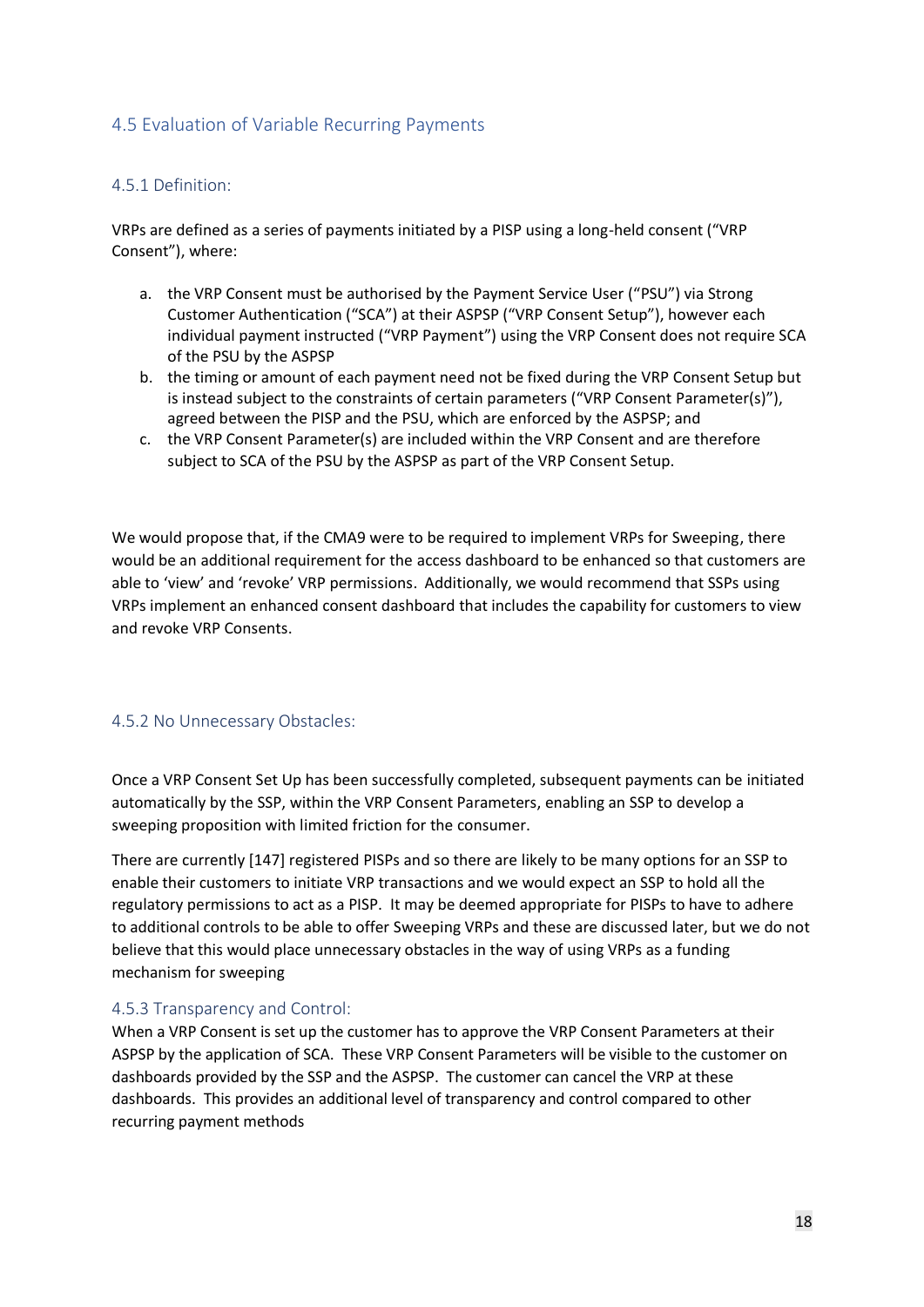## 4.5 Evaluation of Variable Recurring Payments

### 4.5.1 Definition:

VRPs are defined as a series of payments initiated by a PISP using a long-held consent ("VRP Consent"), where:

a. the VRP Consent must be authorised by the Payment Service User ("PSU") via Strong Customer Authentication ("SCA") at their ASPSP ("VRP Consent Setup"), however each individual payment instructed ("VRP Payment") using the VRP Consent does not require SCA of the PSU by the ASPSP
b. the timing or amount of each payment need not be fixed during the VRP Consent Setup but is instead subject to the constraints of certain parameters ("VRP Consent Parameter(s)"), agreed between the PISP and the PSU, which are enforced by the ASPSP; and
c. the VRP Consent Parameter(s) are included within the VRP Consent and are therefore subject to SCA of the PSU by the ASPSP as part of the VRP Consent Setup.

We would propose that, if the CMA9 were to be required to implement VRPs for Sweeping, there would be an additional requirement for the access dashboard to be enhanced so that customers are able to 'view' and 'revoke' VRP permissions. Additionally, we would recommend that SSPs using VRPs implement an enhanced consent dashboard that includes the capability for customers to view and revoke VRP Consents.

### 4.5.2 No Unnecessary Obstacles:

Once a VRP Consent Set Up has been successfully completed, subsequent payments can be initiated automatically by the SSP, within the VRP Consent Parameters, enabling an SSP to develop a sweeping proposition with limited friction for the consumer.

There are currently [147] registered PISPs and so there are likely to be many options for an SSP to enable their customers to initiate VRP transactions and we would expect an SSP to hold all the regulatory permissions to act as a PISP. It may be deemed appropriate for PISPs to have to adhere to additional controls to be able to offer Sweeping VRPs and these are discussed later, but we do not believe that this would place unnecessary obstacles in the way of using VRPs as a funding mechanism for sweeping

### 4.5.3 Transparency and Control:

When a VRP Consent is set up the customer has to approve the VRP Consent Parameters at their ASPSP by the application of SCA. These VRP Consent Parameters will be visible to the customer on dashboards provided by the SSP and the ASPSP. The customer can cancel the VRP at these dashboards. This provides an additional level of transparency and control compared to other recurring payment methods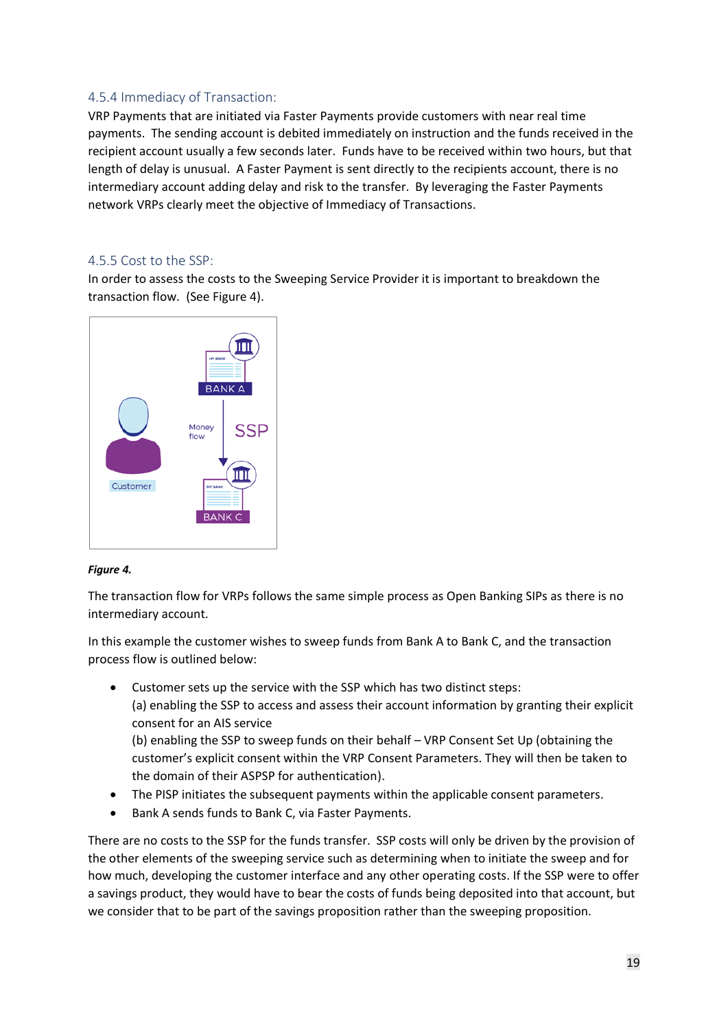### 4.5.4 Immediacy of Transaction:

VRP Payments that are initiated via Faster Payments provide customers with near real time payments. The sending account is debited immediately on instruction and the funds received in the recipient account usually a few seconds later. Funds have to be received within two hours, but that length of delay is unusual. A Faster Payment is sent directly to the recipients account, there is no intermediary account adding delay and risk to the transfer. By leveraging the Faster Payments network VRPs clearly meet the objective of Immediacy of Transactions.

### 4.5.5 Cost to the SSP:

In order to assess the costs to the Sweeping Service Provider it is important to breakdown the transaction flow. (See Figure 4).

***Figure 4.***

The transaction flow for VRPs follows the same simple process as Open Banking SIPs as there is no intermediary account.

In this example the customer wishes to sweep funds from Bank A to Bank C, and the transaction process flow is outlined below:

- Customer sets up the service with the SSP which has two distinct steps:
  (a) enabling the SSP to access and assess their account information by granting their explicit consent for an AIS service
  (b) enabling the SSP to sweep funds on their behalf – VRP Consent Set Up (obtaining the customer's explicit consent within the VRP Consent Parameters. They will then be taken to the domain of their ASPSP for authentication).
- The PISP initiates the subsequent payments within the applicable consent parameters.
- Bank A sends funds to Bank C, via Faster Payments.

There are no costs to the SSP for the funds transfer. SSP costs will only be driven by the provision of the other elements of the sweeping service such as determining when to initiate the sweep and for how much, developing the customer interface and any other operating costs. If the SSP were to offer a savings product, they would have to bear the costs of funds being deposited into that account, but we consider that to be part of the savings proposition rather than the sweeping proposition.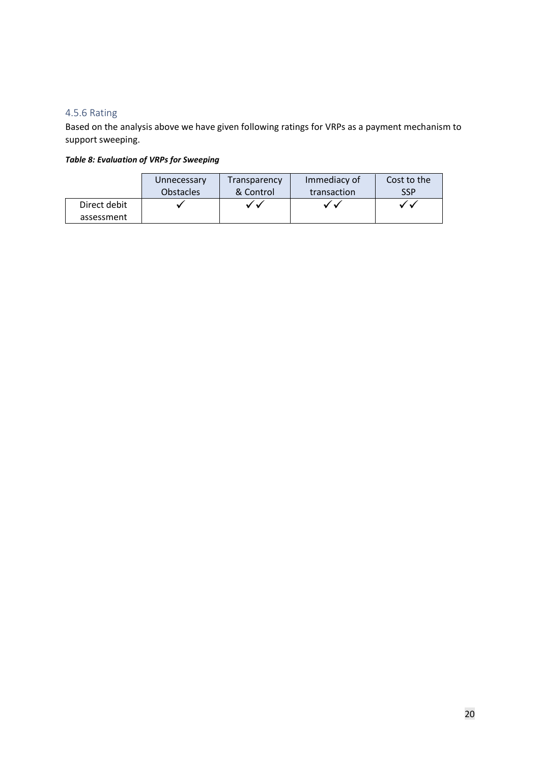### 4.5.6 Rating

Based on the analysis above we have given following ratings for VRPs as a payment mechanism to support sweeping.

***Table 8: Evaluation of VRPs for Sweeping***

| | Unnecessary Obstacles | Transparency & Control | Immediacy of transaction | Cost to the SSP |
|---|---|---|---|---|
| Direct debit assessment | ✓ | ✓✓ | ✓✓ | ✓✓ |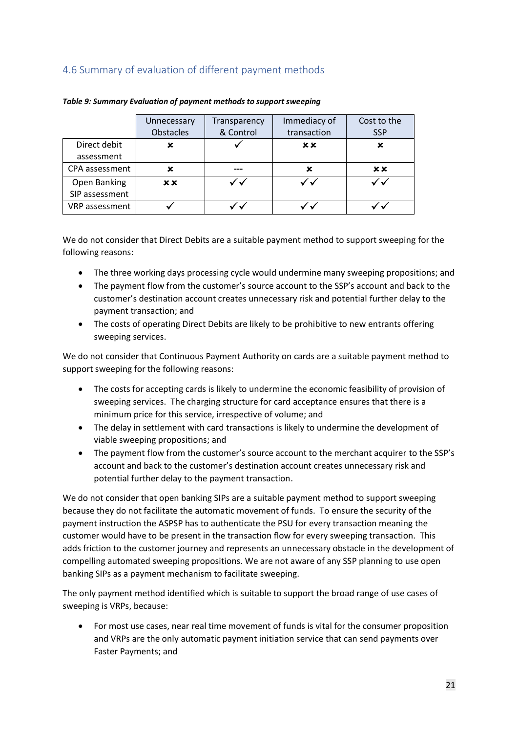## 4.6 Summary of evaluation of different payment methods

***Table 9: Summary Evaluation of payment methods to support sweeping***

| | Unnecessary Obstacles | Transparency & Control | Immediacy of transaction | Cost to the SSP |
|---|---|---|---|---|
| Direct debit assessment | ✗ | ✓ | ✗✗ | ✗ |
| CPA assessment | ✗ | --- | ✗ | ✗✗ |
| Open Banking SIP assessment | ✗✗ | ✓✓ | ✓✓ | ✓✓ |
| VRP assessment | ✓ | ✓✓ | ✓✓ | ✓✓ |

We do not consider that Direct Debits are a suitable payment method to support sweeping for the following reasons:

- The three working days processing cycle would undermine many sweeping propositions; and
- The payment flow from the customer's source account to the SSP's account and back to the customer's destination account creates unnecessary risk and potential further delay to the payment transaction; and
- The costs of operating Direct Debits are likely to be prohibitive to new entrants offering sweeping services.

We do not consider that Continuous Payment Authority on cards are a suitable payment method to support sweeping for the following reasons:

- The costs for accepting cards is likely to undermine the economic feasibility of provision of sweeping services. The charging structure for card acceptance ensures that there is a minimum price for this service, irrespective of volume; and
- The delay in settlement with card transactions is likely to undermine the development of viable sweeping propositions; and
- The payment flow from the customer's source account to the merchant acquirer to the SSP's account and back to the customer's destination account creates unnecessary risk and potential further delay to the payment transaction.

We do not consider that open banking SIPs are a suitable payment method to support sweeping because they do not facilitate the automatic movement of funds. To ensure the security of the payment instruction the ASPSP has to authenticate the PSU for every transaction meaning the customer would have to be present in the transaction flow for every sweeping transaction. This adds friction to the customer journey and represents an unnecessary obstacle in the development of compelling automated sweeping propositions. We are not aware of any SSP planning to use open banking SIPs as a payment mechanism to facilitate sweeping.

The only payment method identified which is suitable to support the broad range of use cases of sweeping is VRPs, because:

- For most use cases, near real time movement of funds is vital for the consumer proposition and VRPs are the only automatic payment initiation service that can send payments over Faster Payments; and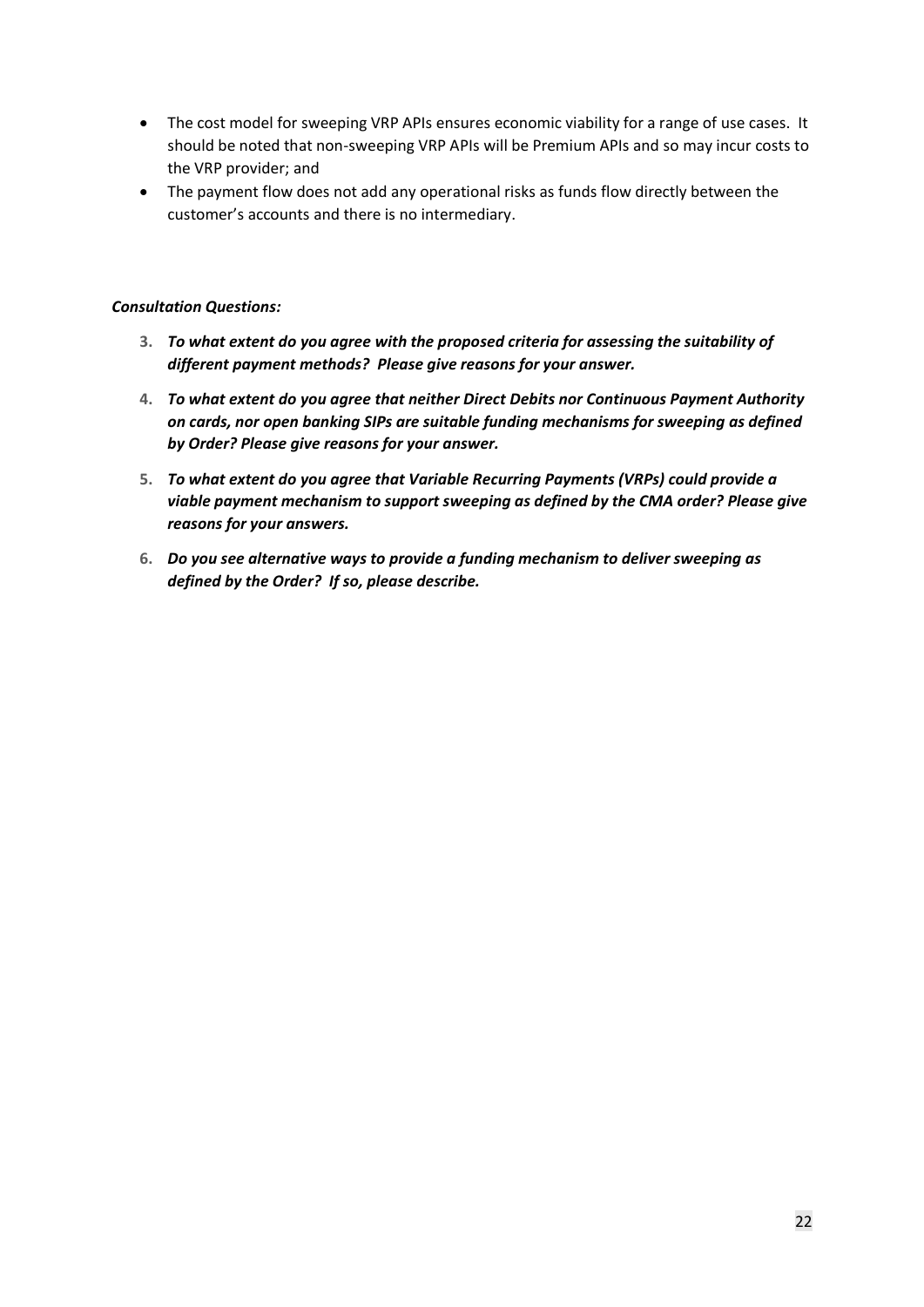- The cost model for sweeping VRP APIs ensures economic viability for a range of use cases. It should be noted that non-sweeping VRP APIs will be Premium APIs and so may incur costs to the VRP provider; and
- The payment flow does not add any operational risks as funds flow directly between the customer's accounts and there is no intermediary.

***Consultation Questions:***

3. ***To what extent do you agree with the proposed criteria for assessing the suitability of different payment methods? Please give reasons for your answer.***
4. ***To what extent do you agree that neither Direct Debits nor Continuous Payment Authority on cards, nor open banking SIPs are suitable funding mechanisms for sweeping as defined by Order? Please give reasons for your answer.***
5. ***To what extent do you agree that Variable Recurring Payments (VRPs) could provide a viable payment mechanism to support sweeping as defined by the CMA order? Please give reasons for your answers.***
6. ***Do you see alternative ways to provide a funding mechanism to deliver sweeping as defined by the Order? If so, please describe.***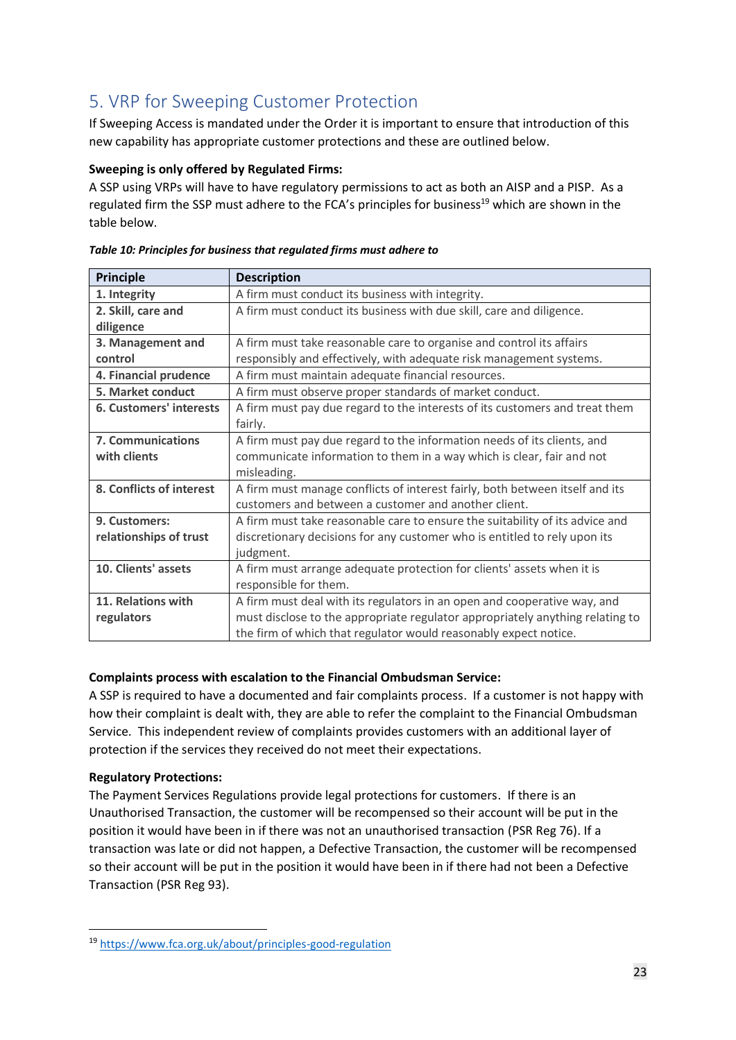## 5. VRP for Sweeping Customer Protection

If Sweeping Access is mandated under the Order it is important to ensure that introduction of this new capability has appropriate customer protections and these are outlined below.

**Sweeping is only offered by Regulated Firms:**
A SSP using VRPs will have to have regulatory permissions to act as both an AISP and a PISP. As a regulated firm the SSP must adhere to the FCA's principles for business[19] which are shown in the table below.

***Table 10: Principles for business that regulated firms must adhere to***

| Principle | Description |
|---|---|
| **1. Integrity** | A firm must conduct its business with integrity. |
| **2. Skill, care and diligence** | A firm must conduct its business with due skill, care and diligence. |
| **3. Management and control** | A firm must take reasonable care to organise and control its affairs responsibly and effectively, with adequate risk management systems. |
| **4. Financial prudence** | A firm must maintain adequate financial resources. |
| **5. Market conduct** | A firm must observe proper standards of market conduct. |
| **6. Customers' interests** | A firm must pay due regard to the interests of its customers and treat them fairly. |
| **7. Communications with clients** | A firm must pay due regard to the information needs of its clients, and communicate information to them in a way which is clear, fair and not misleading. |
| **8. Conflicts of interest** | A firm must manage conflicts of interest fairly, both between itself and its customers and between a customer and another client. |
| **9. Customers: relationships of trust** | A firm must take reasonable care to ensure the suitability of its advice and discretionary decisions for any customer who is entitled to rely upon its judgment. |
| **10. Clients' assets** | A firm must arrange adequate protection for clients' assets when it is responsible for them. |
| **11. Relations with regulators** | A firm must deal with its regulators in an open and cooperative way, and must disclose to the appropriate regulator appropriately anything relating to the firm of which that regulator would reasonably expect notice. |

**Complaints process with escalation to the Financial Ombudsman Service:**
A SSP is required to have a documented and fair complaints process. If a customer is not happy with how their complaint is dealt with, they are able to refer the complaint to the Financial Ombudsman Service. This independent review of complaints provides customers with an additional layer of protection if the services they received do not meet their expectations.

**Regulatory Protections:**
The Payment Services Regulations provide legal protections for customers. If there is an Unauthorised Transaction, the customer will be recompensed so their account will be put in the position it would have been in if there was not an unauthorised transaction (PSR Reg 76). If a transaction was late or did not happen, a Defective Transaction, the customer will be recompensed so their account will be put in the position it would have been in if there had not been a Defective Transaction (PSR Reg 93).

[19] https://www.fca.org.uk/about/principles-good-regulation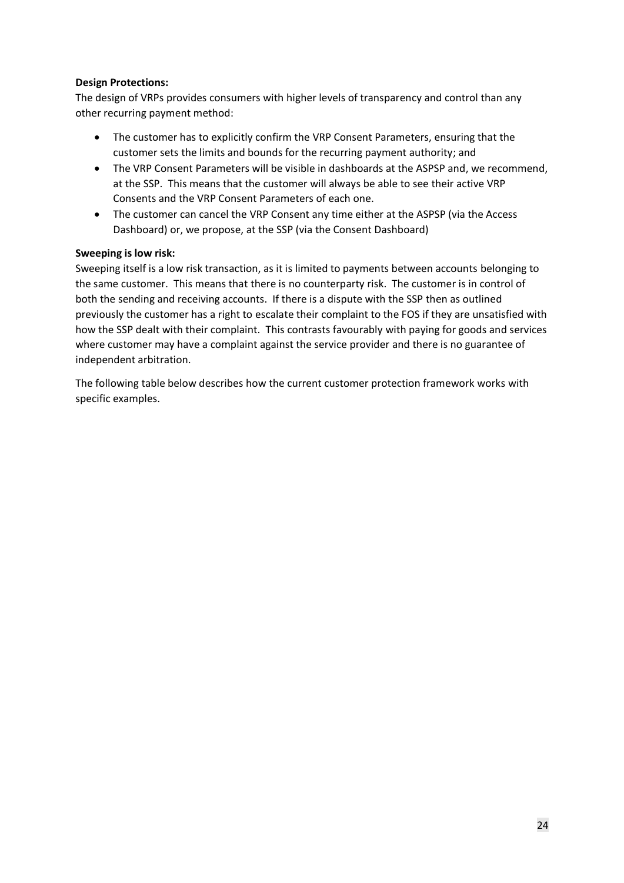**Design Protections:**

The design of VRPs provides consumers with higher levels of transparency and control than any other recurring payment method:

- The customer has to explicitly confirm the VRP Consent Parameters, ensuring that the customer sets the limits and bounds for the recurring payment authority; and
- The VRP Consent Parameters will be visible in dashboards at the ASPSP and, we recommend, at the SSP. This means that the customer will always be able to see their active VRP Consents and the VRP Consent Parameters of each one.
- The customer can cancel the VRP Consent any time either at the ASPSP (via the Access Dashboard) or, we propose, at the SSP (via the Consent Dashboard)

**Sweeping is low risk:**

Sweeping itself is a low risk transaction, as it is limited to payments between accounts belonging to the same customer. This means that there is no counterparty risk. The customer is in control of both the sending and receiving accounts. If there is a dispute with the SSP then as outlined previously the customer has a right to escalate their complaint to the FOS if they are unsatisfied with how the SSP dealt with their complaint. This contrasts favourably with paying for goods and services where customer may have a complaint against the service provider and there is no guarantee of independent arbitration.

The following table below describes how the current customer protection framework works with specific examples.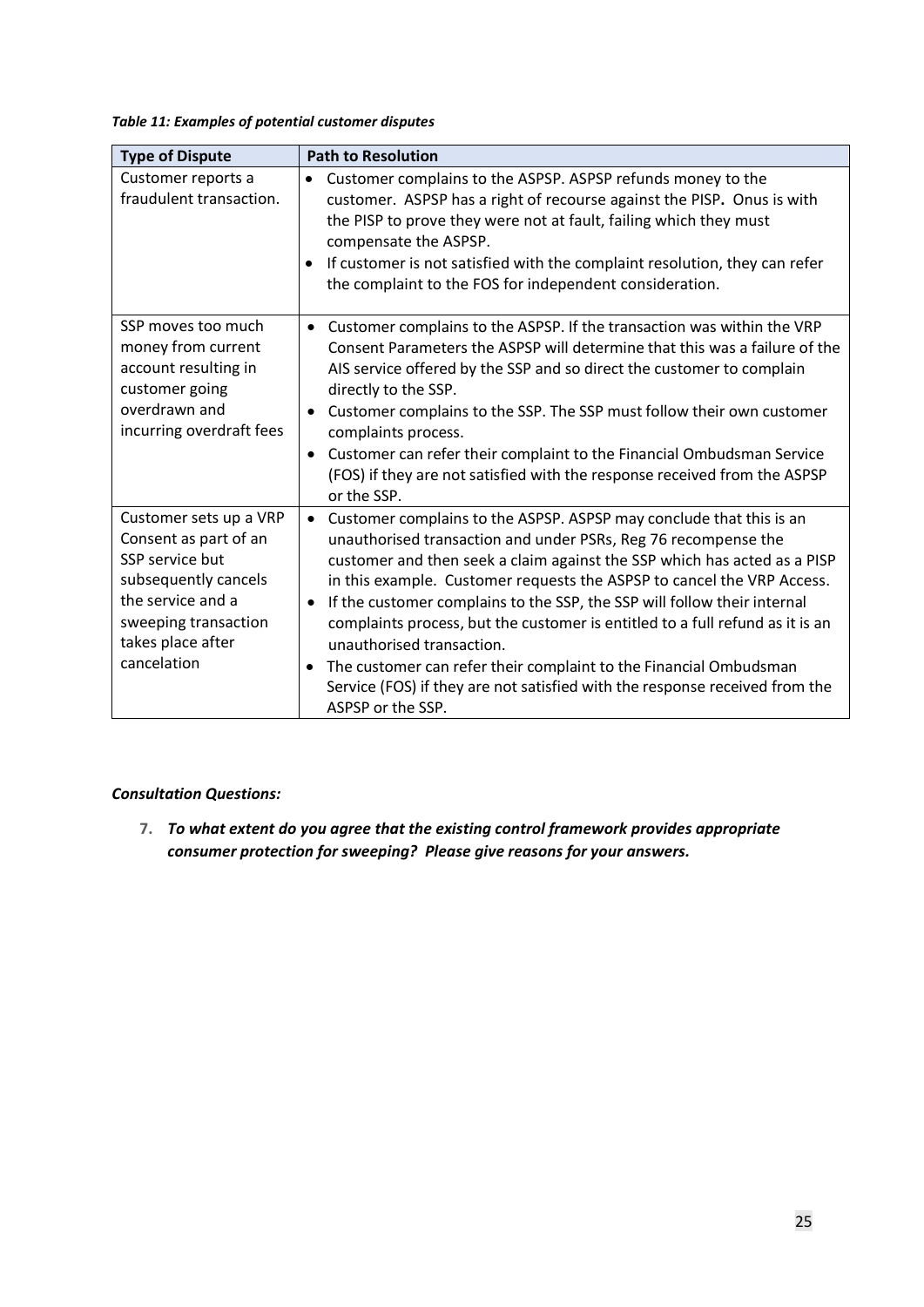*Table 11: Examples of potential customer disputes*

| Type of Dispute | Path to Resolution |
|---|---|
| Customer reports a fraudulent transaction. | • Customer complains to the ASPSP. ASPSP refunds money to the customer. ASPSP has a right of recourse against the PISP**.** Onus is with the PISP to prove they were not at fault, failing which they must compensate the ASPSP.<br>• If customer is not satisfied with the complaint resolution, they can refer the complaint to the FOS for independent consideration. |
| SSP moves too much money from current account resulting in customer going overdrawn and incurring overdraft fees | • Customer complains to the ASPSP. If the transaction was within the VRP Consent Parameters the ASPSP will determine that this was a failure of the AIS service offered by the SSP and so direct the customer to complain directly to the SSP.<br>• Customer complains to the SSP. The SSP must follow their own customer complaints process.<br>• Customer can refer their complaint to the Financial Ombudsman Service (FOS) if they are not satisfied with the response received from the ASPSP or the SSP. |
| Customer sets up a VRP Consent as part of an SSP service but subsequently cancels the service and a sweeping transaction takes place after cancelation | • Customer complains to the ASPSP. ASPSP may conclude that this is an unauthorised transaction and under PSRs, Reg 76 recompense the customer and then seek a claim against the SSP which has acted as a PISP in this example. Customer requests the ASPSP to cancel the VRP Access.<br>• If the customer complains to the SSP, the SSP will follow their internal complaints process, but the customer is entitled to a full refund as it is an unauthorised transaction.<br>• The customer can refer their complaint to the Financial Ombudsman Service (FOS) if they are not satisfied with the response received from the ASPSP or the SSP. |

***Consultation Questions:***

7. ***To what extent do you agree that the existing control framework provides appropriate consumer protection for sweeping? Please give reasons for your answers.***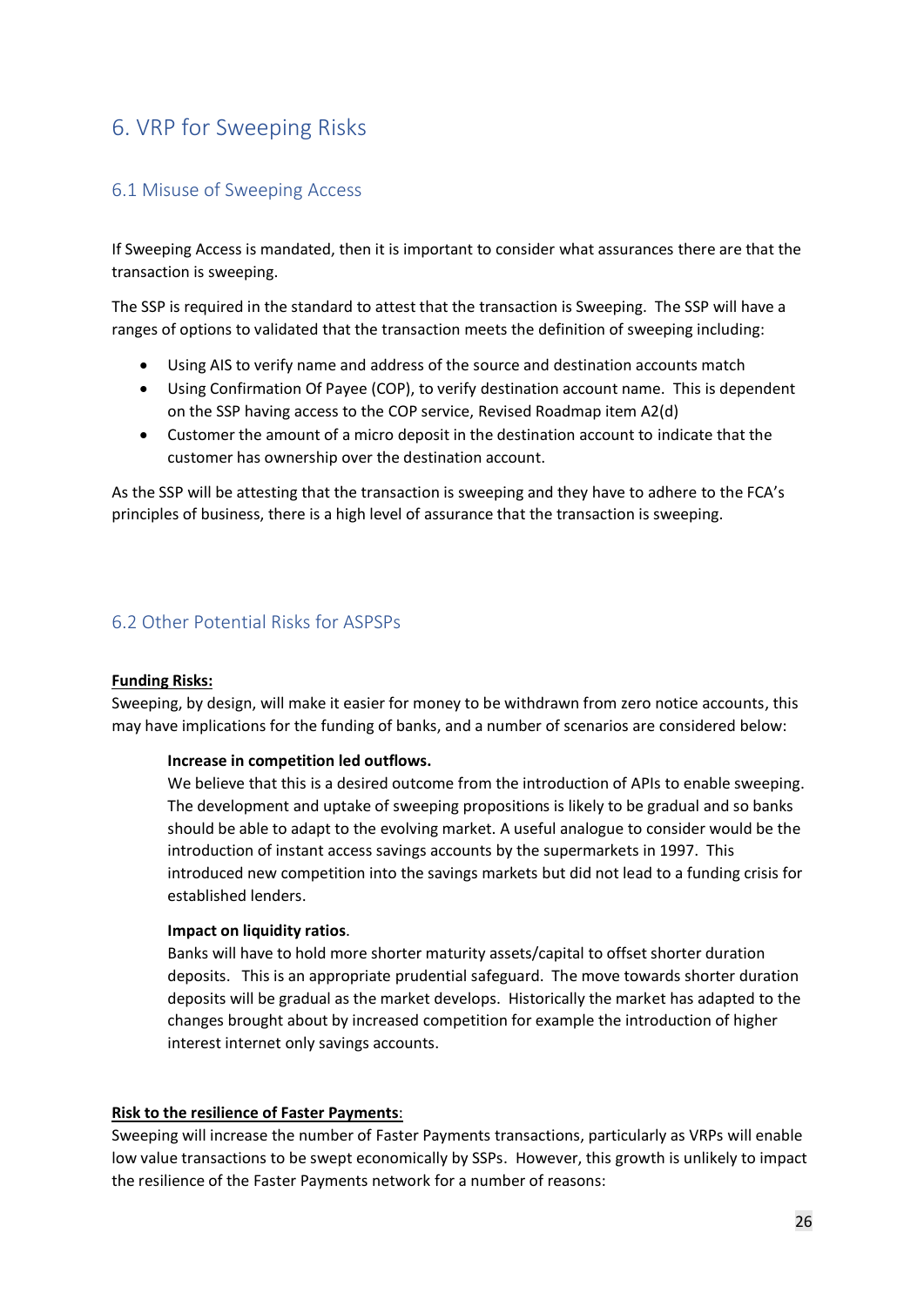# 6. VRP for Sweeping Risks

## 6.1 Misuse of Sweeping Access

If Sweeping Access is mandated, then it is important to consider what assurances there are that the transaction is sweeping.

The SSP is required in the standard to attest that the transaction is Sweeping. The SSP will have a ranges of options to validated that the transaction meets the definition of sweeping including:

- Using AIS to verify name and address of the source and destination accounts match
- Using Confirmation Of Payee (COP), to verify destination account name. This is dependent on the SSP having access to the COP service, Revised Roadmap item A2(d)
- Customer the amount of a micro deposit in the destination account to indicate that the customer has ownership over the destination account.

As the SSP will be attesting that the transaction is sweeping and they have to adhere to the FCA's principles of business, there is a high level of assurance that the transaction is sweeping.

## 6.2 Other Potential Risks for ASPSPs

**Funding Risks:**

Sweeping, by design, will make it easier for money to be withdrawn from zero notice accounts, this may have implications for the funding of banks, and a number of scenarios are considered below:

**Increase in competition led outflows.**

We believe that this is a desired outcome from the introduction of APIs to enable sweeping. The development and uptake of sweeping propositions is likely to be gradual and so banks should be able to adapt to the evolving market. A useful analogue to consider would be the introduction of instant access savings accounts by the supermarkets in 1997. This introduced new competition into the savings markets but did not lead to a funding crisis for established lenders.

**Impact on liquidity ratios**.

Banks will have to hold more shorter maturity assets/capital to offset shorter duration deposits. This is an appropriate prudential safeguard. The move towards shorter duration deposits will be gradual as the market develops. Historically the market has adapted to the changes brought about by increased competition for example the introduction of higher interest internet only savings accounts.

**Risk to the resilience of Faster Payments**:

Sweeping will increase the number of Faster Payments transactions, particularly as VRPs will enable low value transactions to be swept economically by SSPs. However, this growth is unlikely to impact the resilience of the Faster Payments network for a number of reasons: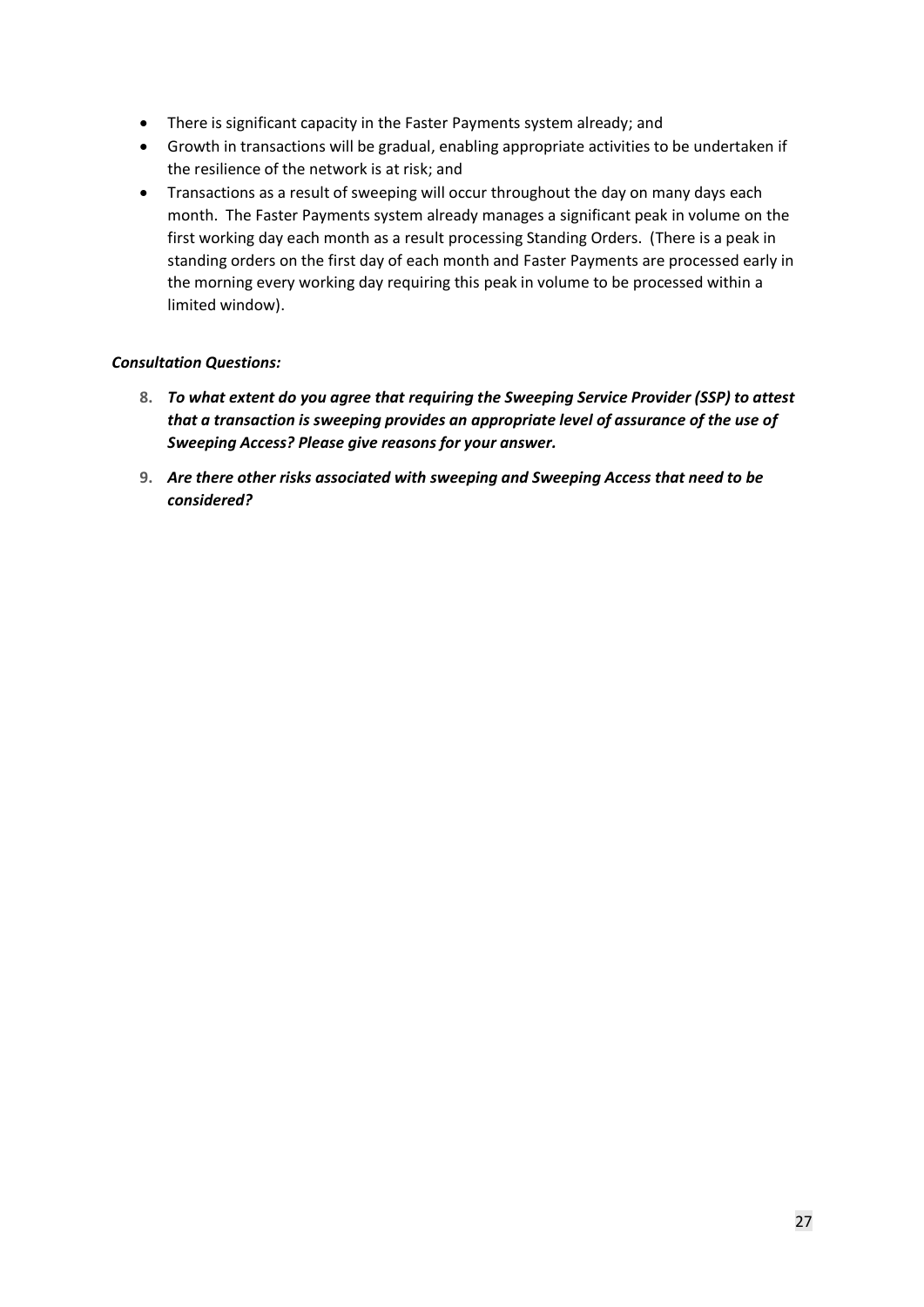- There is significant capacity in the Faster Payments system already; and
- Growth in transactions will be gradual, enabling appropriate activities to be undertaken if the resilience of the network is at risk; and
- Transactions as a result of sweeping will occur throughout the day on many days each month. The Faster Payments system already manages a significant peak in volume on the first working day each month as a result processing Standing Orders. (There is a peak in standing orders on the first day of each month and Faster Payments are processed early in the morning every working day requiring this peak in volume to be processed within a limited window).

***Consultation Questions:***

8. ***To what extent do you agree that requiring the Sweeping Service Provider (SSP) to attest that a transaction is sweeping provides an appropriate level of assurance of the use of Sweeping Access? Please give reasons for your answer.***

9. ***Are there other risks associated with sweeping and Sweeping Access that need to be considered?***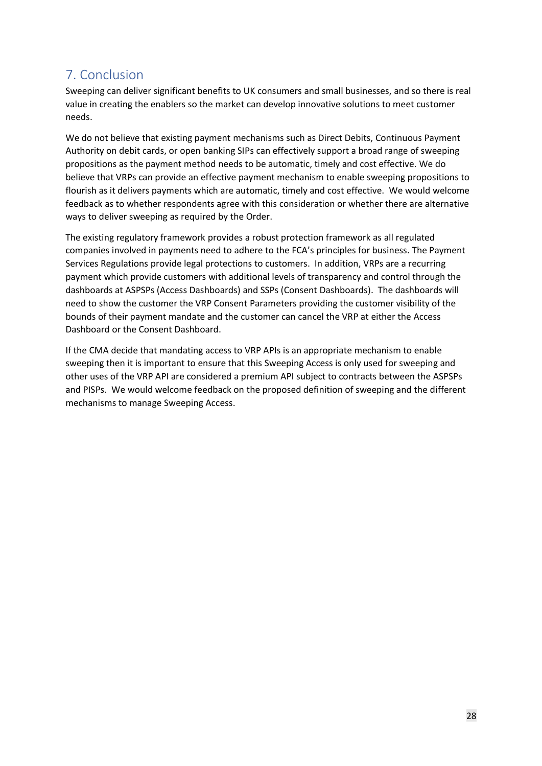## 7. Conclusion

Sweeping can deliver significant benefits to UK consumers and small businesses, and so there is real value in creating the enablers so the market can develop innovative solutions to meet customer needs.

We do not believe that existing payment mechanisms such as Direct Debits, Continuous Payment Authority on debit cards, or open banking SIPs can effectively support a broad range of sweeping propositions as the payment method needs to be automatic, timely and cost effective. We do believe that VRPs can provide an effective payment mechanism to enable sweeping propositions to flourish as it delivers payments which are automatic, timely and cost effective. We would welcome feedback as to whether respondents agree with this consideration or whether there are alternative ways to deliver sweeping as required by the Order.

The existing regulatory framework provides a robust protection framework as all regulated companies involved in payments need to adhere to the FCA's principles for business. The Payment Services Regulations provide legal protections to customers. In addition, VRPs are a recurring payment which provide customers with additional levels of transparency and control through the dashboards at ASPSPs (Access Dashboards) and SSPs (Consent Dashboards). The dashboards will need to show the customer the VRP Consent Parameters providing the customer visibility of the bounds of their payment mandate and the customer can cancel the VRP at either the Access Dashboard or the Consent Dashboard.

If the CMA decide that mandating access to VRP APIs is an appropriate mechanism to enable sweeping then it is important to ensure that this Sweeping Access is only used for sweeping and other uses of the VRP API are considered a premium API subject to contracts between the ASPSPs and PISPs. We would welcome feedback on the proposed definition of sweeping and the different mechanisms to manage Sweeping Access.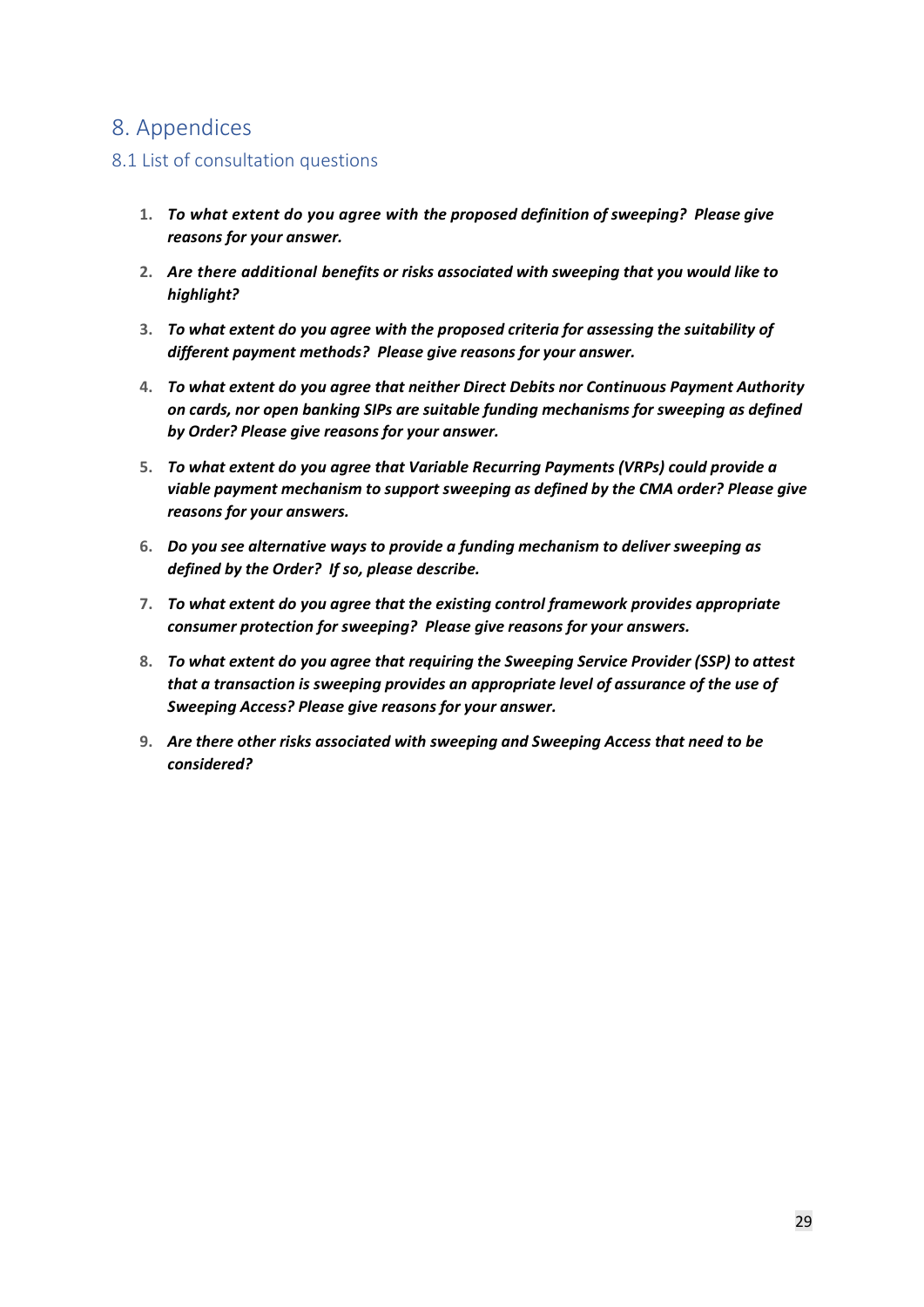# 8. Appendices

## 8.1 List of consultation questions

1. ***To what extent do you agree with the proposed definition of sweeping? Please give reasons for your answer.***

2. ***Are there additional benefits or risks associated with sweeping that you would like to highlight?***

3. ***To what extent do you agree with the proposed criteria for assessing the suitability of different payment methods? Please give reasons for your answer.***

4. ***To what extent do you agree that neither Direct Debits nor Continuous Payment Authority on cards, nor open banking SIPs are suitable funding mechanisms for sweeping as defined by Order? Please give reasons for your answer.***

5. ***To what extent do you agree that Variable Recurring Payments (VRPs) could provide a viable payment mechanism to support sweeping as defined by the CMA order? Please give reasons for your answers.***

6. ***Do you see alternative ways to provide a funding mechanism to deliver sweeping as defined by the Order? If so, please describe.***

7. ***To what extent do you agree that the existing control framework provides appropriate consumer protection for sweeping? Please give reasons for your answers.***

8. ***To what extent do you agree that requiring the Sweeping Service Provider (SSP) to attest that a transaction is sweeping provides an appropriate level of assurance of the use of Sweeping Access? Please give reasons for your answer.***

9. ***Are there other risks associated with sweeping and Sweeping Access that need to be considered?***